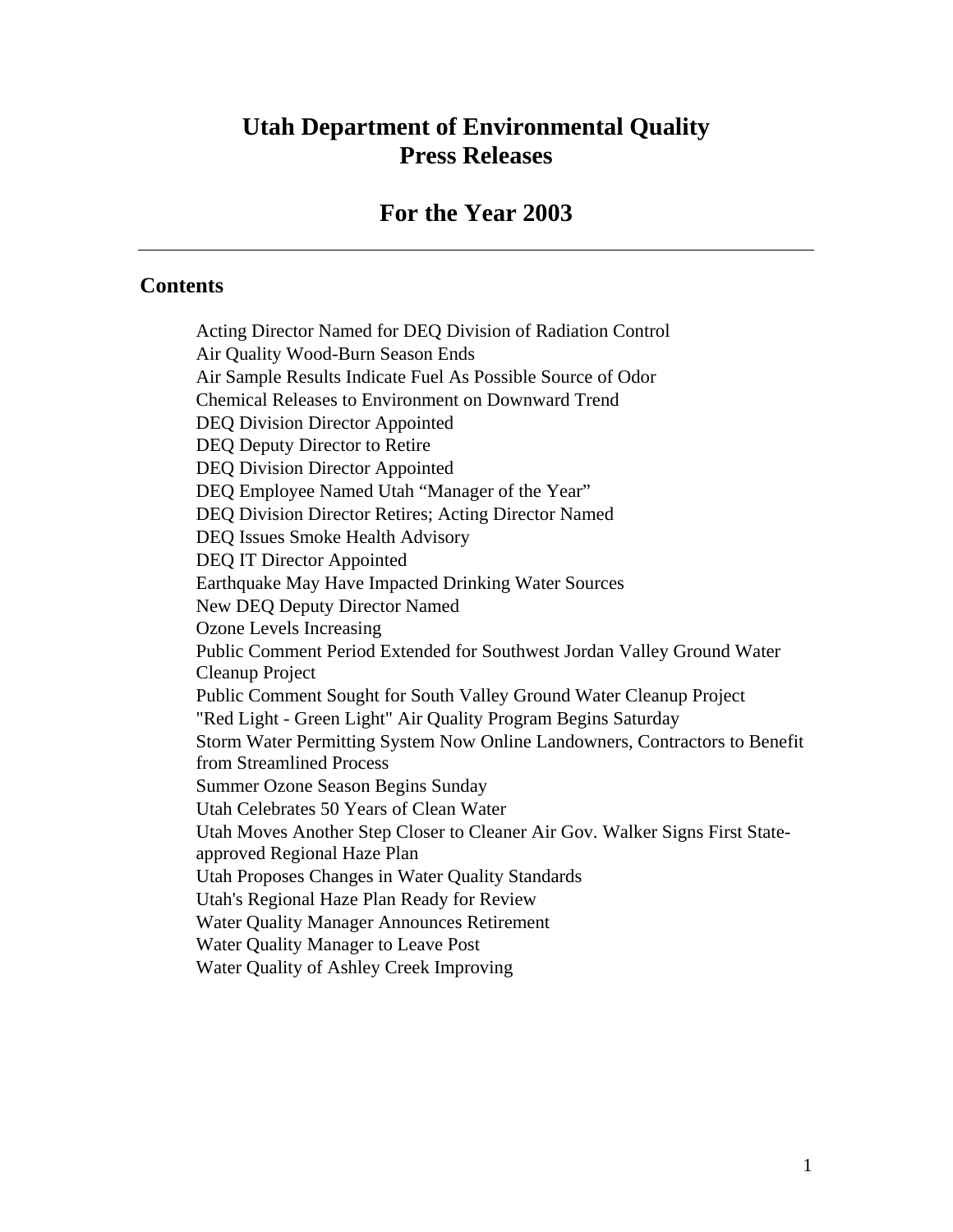# Utah Department of Environmental Quality Press Releases

## For the Year 2003

---

### Contents

Acting Director Named for DEQ Division of Radiation Control
Air Quality Wood-Burn Season Ends
Air Sample Results Indicate Fuel As Possible Source of Odor
Chemical Releases to Environment on Downward Trend
DEQ Division Director Appointed
DEQ Deputy Director to Retire
DEQ Division Director Appointed
DEQ Employee Named Utah "Manager of the Year"
DEQ Division Director Retires; Acting Director Named
DEQ Issues Smoke Health Advisory
DEQ IT Director Appointed
Earthquake May Have Impacted Drinking Water Sources
New DEQ Deputy Director Named
Ozone Levels Increasing
Public Comment Period Extended for Southwest Jordan Valley Ground Water Cleanup Project
Public Comment Sought for South Valley Ground Water Cleanup Project
"Red Light - Green Light" Air Quality Program Begins Saturday
Storm Water Permitting System Now Online Landowners, Contractors to Benefit from Streamlined Process
Summer Ozone Season Begins Sunday
Utah Celebrates 50 Years of Clean Water
Utah Moves Another Step Closer to Cleaner Air Gov. Walker Signs First State-approved Regional Haze Plan
Utah Proposes Changes in Water Quality Standards
Utah's Regional Haze Plan Ready for Review
Water Quality Manager Announces Retirement
Water Quality Manager to Leave Post
Water Quality of Ashley Creek Improving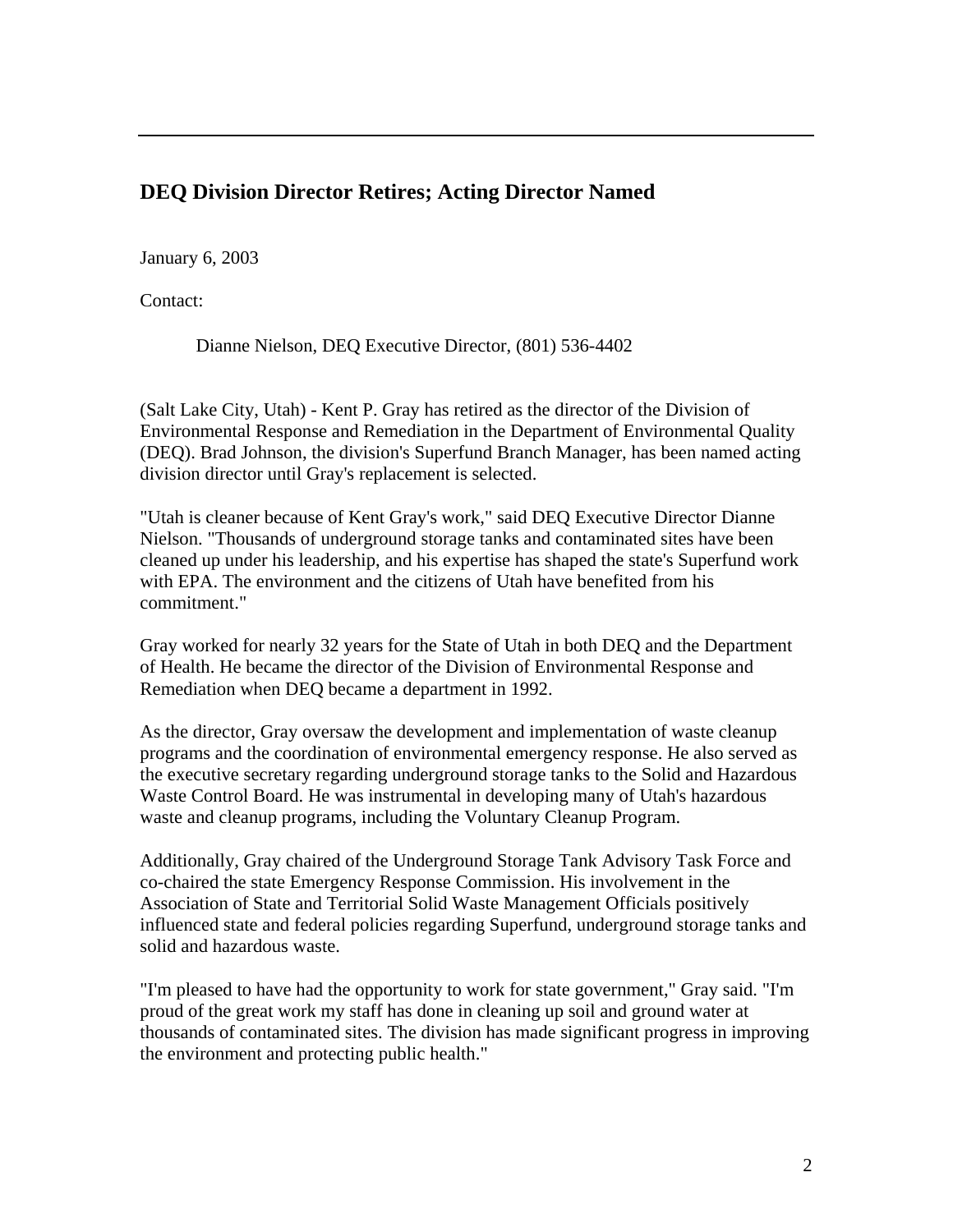## DEQ Division Director Retires; Acting Director Named

January 6, 2003

Contact:

Dianne Nielson, DEQ Executive Director, (801) 536-4402

(Salt Lake City, Utah) - Kent P. Gray has retired as the director of the Division of Environmental Response and Remediation in the Department of Environmental Quality (DEQ). Brad Johnson, the division's Superfund Branch Manager, has been named acting division director until Gray's replacement is selected.

"Utah is cleaner because of Kent Gray's work," said DEQ Executive Director Dianne Nielson. "Thousands of underground storage tanks and contaminated sites have been cleaned up under his leadership, and his expertise has shaped the state's Superfund work with EPA. The environment and the citizens of Utah have benefited from his commitment."

Gray worked for nearly 32 years for the State of Utah in both DEQ and the Department of Health. He became the director of the Division of Environmental Response and Remediation when DEQ became a department in 1992.

As the director, Gray oversaw the development and implementation of waste cleanup programs and the coordination of environmental emergency response. He also served as the executive secretary regarding underground storage tanks to the Solid and Hazardous Waste Control Board. He was instrumental in developing many of Utah's hazardous waste and cleanup programs, including the Voluntary Cleanup Program.

Additionally, Gray chaired of the Underground Storage Tank Advisory Task Force and co-chaired the state Emergency Response Commission. His involvement in the Association of State and Territorial Solid Waste Management Officials positively influenced state and federal policies regarding Superfund, underground storage tanks and solid and hazardous waste.

"I'm pleased to have had the opportunity to work for state government," Gray said. "I'm proud of the great work my staff has done in cleaning up soil and ground water at thousands of contaminated sites. The division has made significant progress in improving the environment and protecting public health."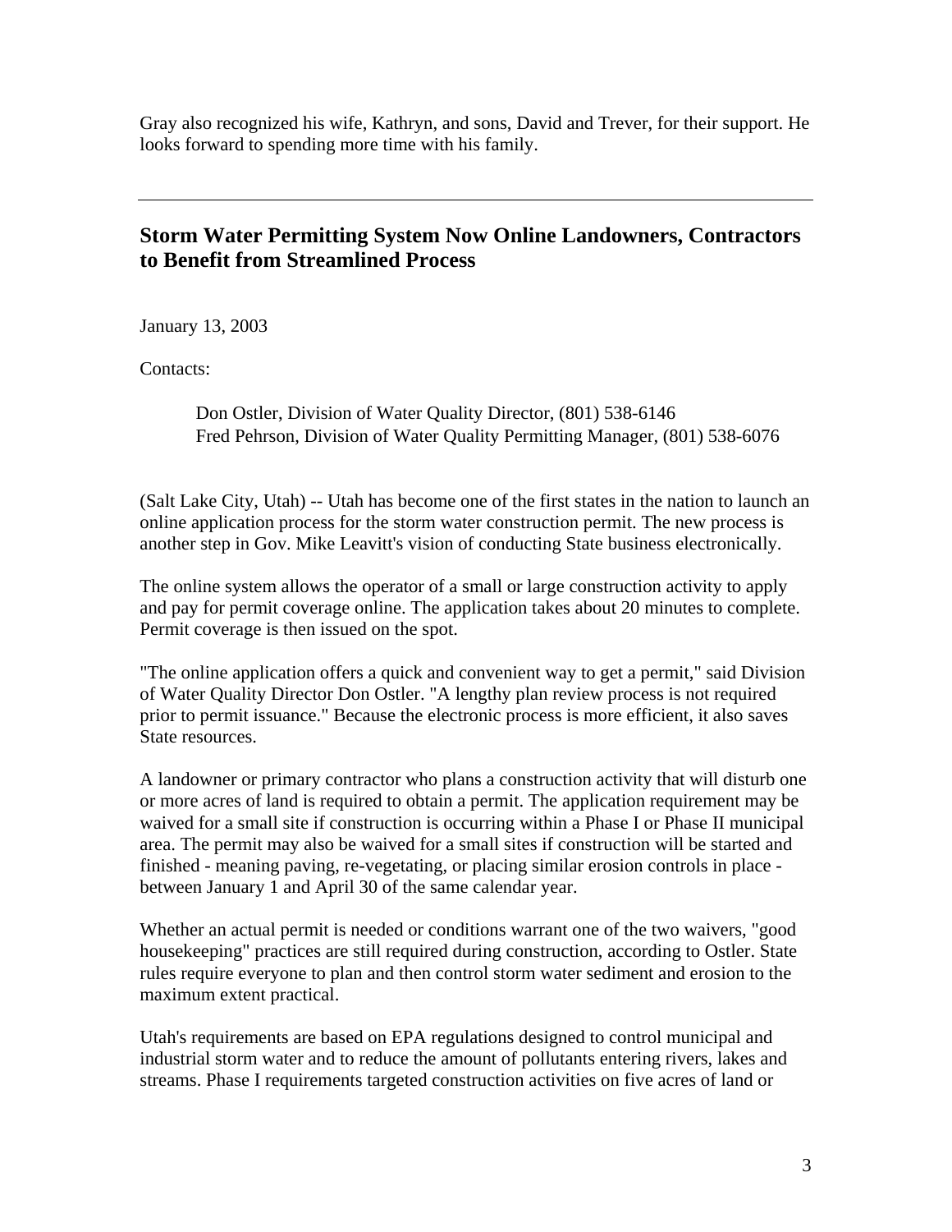Gray also recognized his wife, Kathryn, and sons, David and Trever, for their support. He looks forward to spending more time with his family.

---

## Storm Water Permitting System Now Online Landowners, Contractors to Benefit from Streamlined Process

January 13, 2003

Contacts:

> Don Ostler, Division of Water Quality Director, (801) 538-6146
> Fred Pehrson, Division of Water Quality Permitting Manager, (801) 538-6076

(Salt Lake City, Utah) -- Utah has become one of the first states in the nation to launch an online application process for the storm water construction permit. The new process is another step in Gov. Mike Leavitt's vision of conducting State business electronically.

The online system allows the operator of a small or large construction activity to apply and pay for permit coverage online. The application takes about 20 minutes to complete. Permit coverage is then issued on the spot.

"The online application offers a quick and convenient way to get a permit," said Division of Water Quality Director Don Ostler. "A lengthy plan review process is not required prior to permit issuance." Because the electronic process is more efficient, it also saves State resources.

A landowner or primary contractor who plans a construction activity that will disturb one or more acres of land is required to obtain a permit. The application requirement may be waived for a small site if construction is occurring within a Phase I or Phase II municipal area. The permit may also be waived for a small sites if construction will be started and finished - meaning paving, re-vegetating, or placing similar erosion controls in place - between January 1 and April 30 of the same calendar year.

Whether an actual permit is needed or conditions warrant one of the two waivers, "good housekeeping" practices are still required during construction, according to Ostler. State rules require everyone to plan and then control storm water sediment and erosion to the maximum extent practical.

Utah's requirements are based on EPA regulations designed to control municipal and industrial storm water and to reduce the amount of pollutants entering rivers, lakes and streams. Phase I requirements targeted construction activities on five acres of land or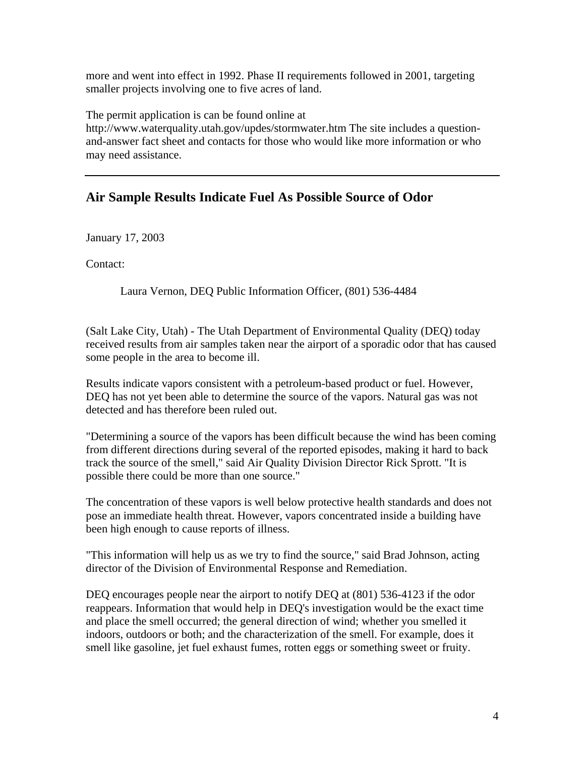more and went into effect in 1992. Phase II requirements followed in 2001, targeting smaller projects involving one to five acres of land.

The permit application is can be found online at http://www.waterquality.utah.gov/updes/stormwater.htm The site includes a question-and-answer fact sheet and contacts for those who would like more information or who may need assistance.

---

## Air Sample Results Indicate Fuel As Possible Source of Odor

January 17, 2003

Contact:

Laura Vernon, DEQ Public Information Officer, (801) 536-4484

(Salt Lake City, Utah) - The Utah Department of Environmental Quality (DEQ) today received results from air samples taken near the airport of a sporadic odor that has caused some people in the area to become ill.

Results indicate vapors consistent with a petroleum-based product or fuel. However, DEQ has not yet been able to determine the source of the vapors. Natural gas was not detected and has therefore been ruled out.

"Determining a source of the vapors has been difficult because the wind has been coming from different directions during several of the reported episodes, making it hard to back track the source of the smell," said Air Quality Division Director Rick Sprott. "It is possible there could be more than one source."

The concentration of these vapors is well below protective health standards and does not pose an immediate health threat. However, vapors concentrated inside a building have been high enough to cause reports of illness.

"This information will help us as we try to find the source," said Brad Johnson, acting director of the Division of Environmental Response and Remediation.

DEQ encourages people near the airport to notify DEQ at (801) 536-4123 if the odor reappears. Information that would help in DEQ's investigation would be the exact time and place the smell occurred; the general direction of wind; whether you smelled it indoors, outdoors or both; and the characterization of the smell. For example, does it smell like gasoline, jet fuel exhaust fumes, rotten eggs or something sweet or fruity.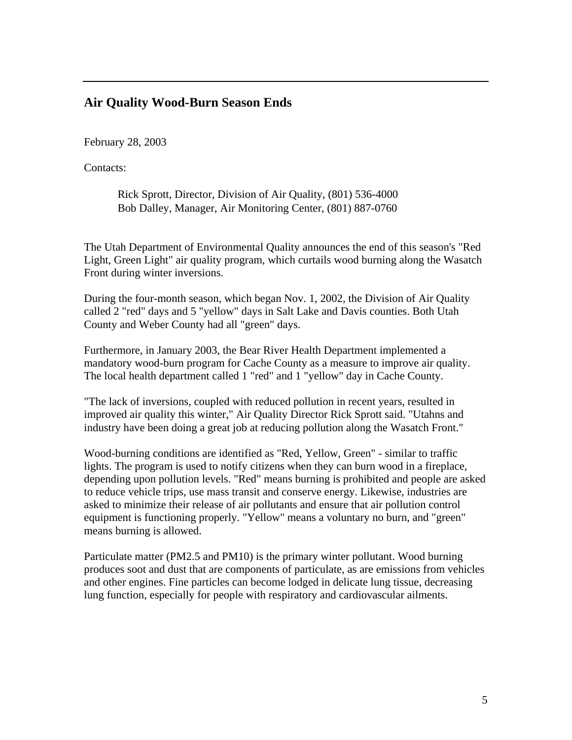---

## Air Quality Wood-Burn Season Ends

February 28, 2003

Contacts:

> Rick Sprott, Director, Division of Air Quality, (801) 536-4000
> Bob Dalley, Manager, Air Monitoring Center, (801) 887-0760

The Utah Department of Environmental Quality announces the end of this season's "Red Light, Green Light" air quality program, which curtails wood burning along the Wasatch Front during winter inversions.

During the four-month season, which began Nov. 1, 2002, the Division of Air Quality called 2 "red" days and 5 "yellow" days in Salt Lake and Davis counties. Both Utah County and Weber County had all "green" days.

Furthermore, in January 2003, the Bear River Health Department implemented a mandatory wood-burn program for Cache County as a measure to improve air quality. The local health department called 1 "red" and 1 "yellow" day in Cache County.

"The lack of inversions, coupled with reduced pollution in recent years, resulted in improved air quality this winter," Air Quality Director Rick Sprott said. "Utahns and industry have been doing a great job at reducing pollution along the Wasatch Front."

Wood-burning conditions are identified as "Red, Yellow, Green" - similar to traffic lights. The program is used to notify citizens when they can burn wood in a fireplace, depending upon pollution levels. "Red" means burning is prohibited and people are asked to reduce vehicle trips, use mass transit and conserve energy. Likewise, industries are asked to minimize their release of air pollutants and ensure that air pollution control equipment is functioning properly. "Yellow" means a voluntary no burn, and "green" means burning is allowed.

Particulate matter (PM2.5 and PM10) is the primary winter pollutant. Wood burning produces soot and dust that are components of particulate, as are emissions from vehicles and other engines. Fine particles can become lodged in delicate lung tissue, decreasing lung function, especially for people with respiratory and cardiovascular ailments.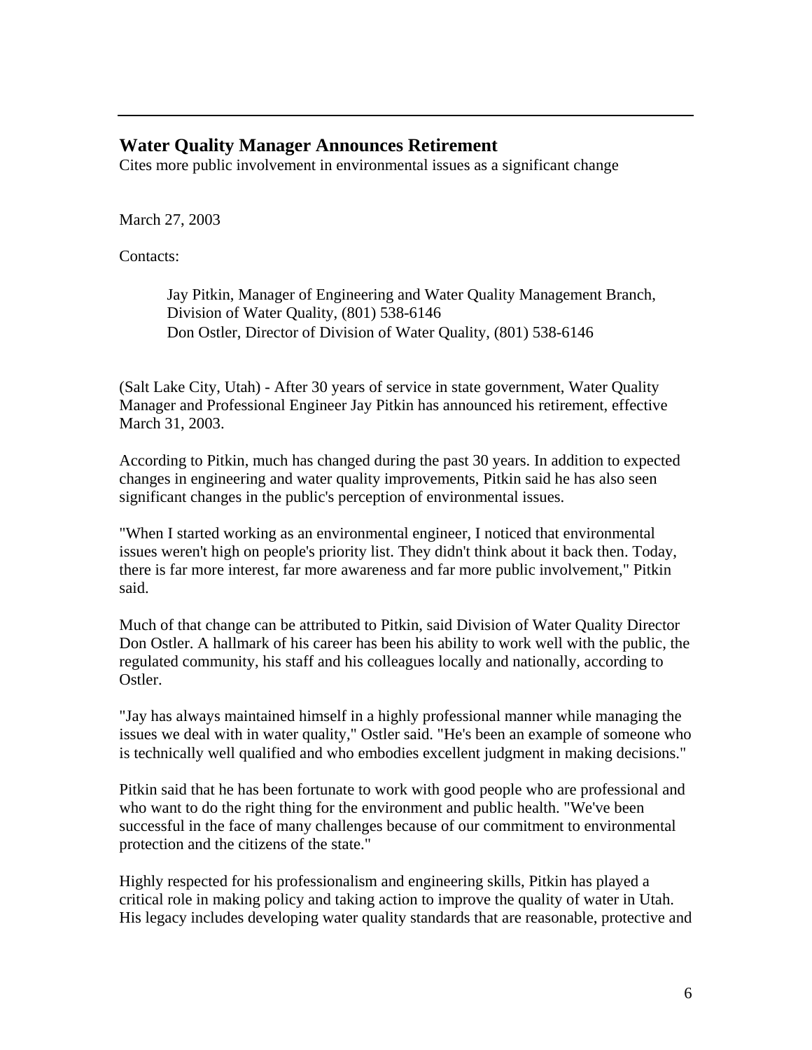---

## Water Quality Manager Announces Retirement

Cites more public involvement in environmental issues as a significant change

March 27, 2003

Contacts:

> Jay Pitkin, Manager of Engineering and Water Quality Management Branch, Division of Water Quality, (801) 538-6146
> Don Ostler, Director of Division of Water Quality, (801) 538-6146

(Salt Lake City, Utah) - After 30 years of service in state government, Water Quality Manager and Professional Engineer Jay Pitkin has announced his retirement, effective March 31, 2003.

According to Pitkin, much has changed during the past 30 years. In addition to expected changes in engineering and water quality improvements, Pitkin said he has also seen significant changes in the public's perception of environmental issues.

"When I started working as an environmental engineer, I noticed that environmental issues weren't high on people's priority list. They didn't think about it back then. Today, there is far more interest, far more awareness and far more public involvement," Pitkin said.

Much of that change can be attributed to Pitkin, said Division of Water Quality Director Don Ostler. A hallmark of his career has been his ability to work well with the public, the regulated community, his staff and his colleagues locally and nationally, according to Ostler.

"Jay has always maintained himself in a highly professional manner while managing the issues we deal with in water quality," Ostler said. "He's been an example of someone who is technically well qualified and who embodies excellent judgment in making decisions."

Pitkin said that he has been fortunate to work with good people who are professional and who want to do the right thing for the environment and public health. "We've been successful in the face of many challenges because of our commitment to environmental protection and the citizens of the state."

Highly respected for his professionalism and engineering skills, Pitkin has played a critical role in making policy and taking action to improve the quality of water in Utah. His legacy includes developing water quality standards that are reasonable, protective and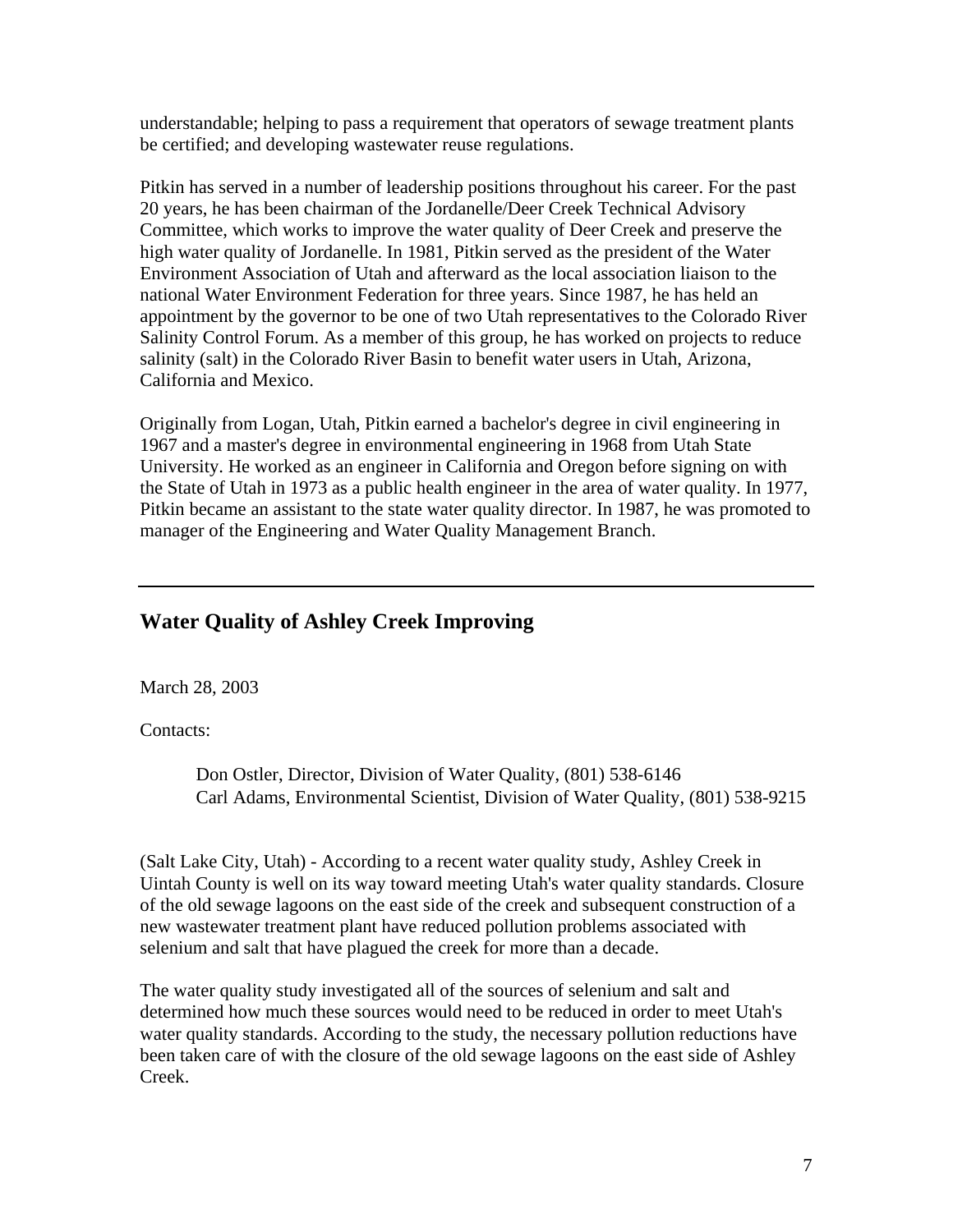understandable; helping to pass a requirement that operators of sewage treatment plants be certified; and developing wastewater reuse regulations.

Pitkin has served in a number of leadership positions throughout his career. For the past 20 years, he has been chairman of the Jordanelle/Deer Creek Technical Advisory Committee, which works to improve the water quality of Deer Creek and preserve the high water quality of Jordanelle. In 1981, Pitkin served as the president of the Water Environment Association of Utah and afterward as the local association liaison to the national Water Environment Federation for three years. Since 1987, he has held an appointment by the governor to be one of two Utah representatives to the Colorado River Salinity Control Forum. As a member of this group, he has worked on projects to reduce salinity (salt) in the Colorado River Basin to benefit water users in Utah, Arizona, California and Mexico.

Originally from Logan, Utah, Pitkin earned a bachelor's degree in civil engineering in 1967 and a master's degree in environmental engineering in 1968 from Utah State University. He worked as an engineer in California and Oregon before signing on with the State of Utah in 1973 as a public health engineer in the area of water quality. In 1977, Pitkin became an assistant to the state water quality director. In 1987, he was promoted to manager of the Engineering and Water Quality Management Branch.

---

## Water Quality of Ashley Creek Improving

March 28, 2003

Contacts:

> Don Ostler, Director, Division of Water Quality, (801) 538-6146
> Carl Adams, Environmental Scientist, Division of Water Quality, (801) 538-9215

(Salt Lake City, Utah) - According to a recent water quality study, Ashley Creek in Uintah County is well on its way toward meeting Utah's water quality standards. Closure of the old sewage lagoons on the east side of the creek and subsequent construction of a new wastewater treatment plant have reduced pollution problems associated with selenium and salt that have plagued the creek for more than a decade.

The water quality study investigated all of the sources of selenium and salt and determined how much these sources would need to be reduced in order to meet Utah's water quality standards. According to the study, the necessary pollution reductions have been taken care of with the closure of the old sewage lagoons on the east side of Ashley Creek.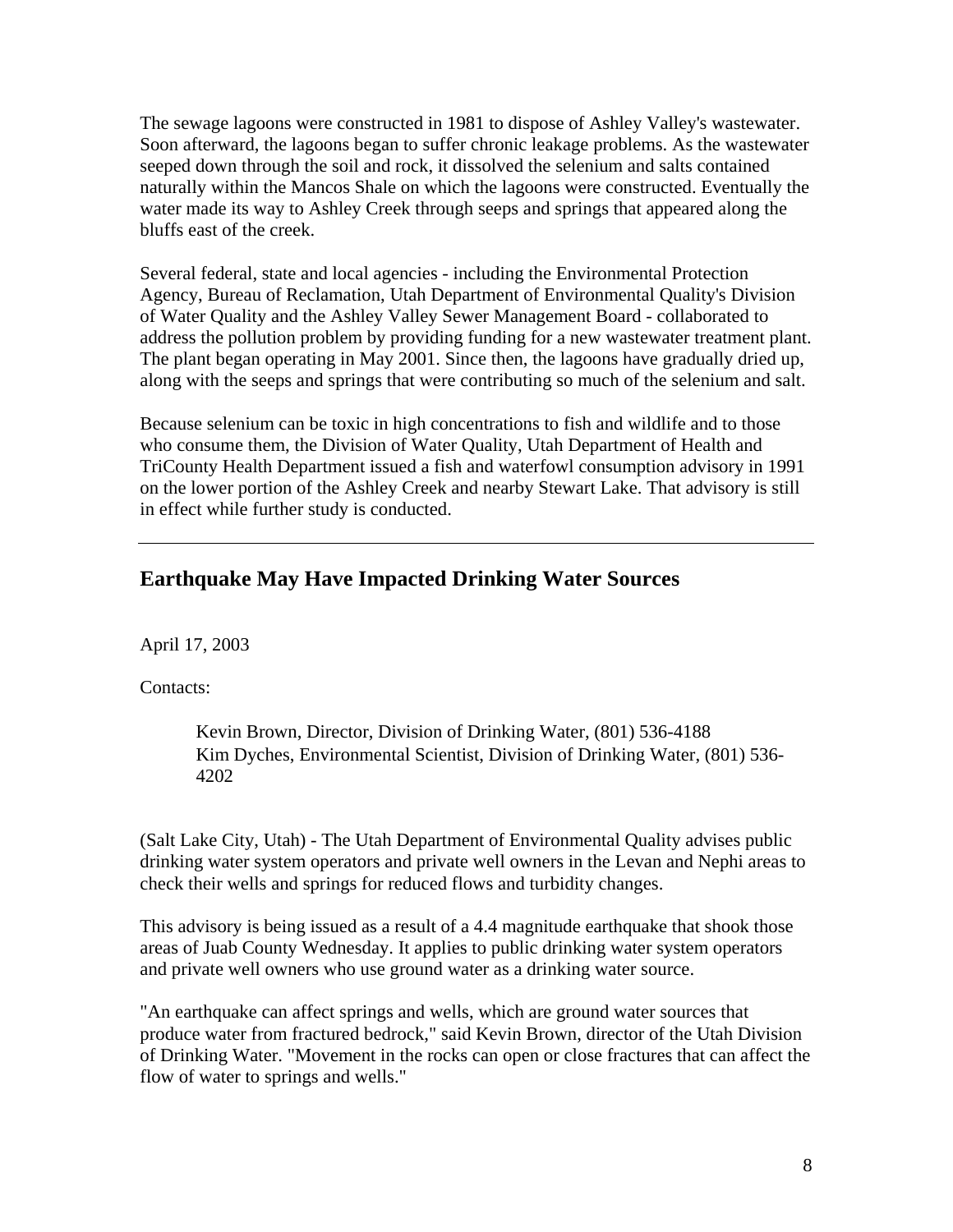The sewage lagoons were constructed in 1981 to dispose of Ashley Valley's wastewater. Soon afterward, the lagoons began to suffer chronic leakage problems. As the wastewater seeped down through the soil and rock, it dissolved the selenium and salts contained naturally within the Mancos Shale on which the lagoons were constructed. Eventually the water made its way to Ashley Creek through seeps and springs that appeared along the bluffs east of the creek.

Several federal, state and local agencies - including the Environmental Protection Agency, Bureau of Reclamation, Utah Department of Environmental Quality's Division of Water Quality and the Ashley Valley Sewer Management Board - collaborated to address the pollution problem by providing funding for a new wastewater treatment plant. The plant began operating in May 2001. Since then, the lagoons have gradually dried up, along with the seeps and springs that were contributing so much of the selenium and salt.

Because selenium can be toxic in high concentrations to fish and wildlife and to those who consume them, the Division of Water Quality, Utah Department of Health and TriCounty Health Department issued a fish and waterfowl consumption advisory in 1991 on the lower portion of the Ashley Creek and nearby Stewart Lake. That advisory is still in effect while further study is conducted.

---

## Earthquake May Have Impacted Drinking Water Sources

April 17, 2003

Contacts:

> Kevin Brown, Director, Division of Drinking Water, (801) 536-4188
> Kim Dyches, Environmental Scientist, Division of Drinking Water, (801) 536-4202

(Salt Lake City, Utah) - The Utah Department of Environmental Quality advises public drinking water system operators and private well owners in the Levan and Nephi areas to check their wells and springs for reduced flows and turbidity changes.

This advisory is being issued as a result of a 4.4 magnitude earthquake that shook those areas of Juab County Wednesday. It applies to public drinking water system operators and private well owners who use ground water as a drinking water source.

"An earthquake can affect springs and wells, which are ground water sources that produce water from fractured bedrock," said Kevin Brown, director of the Utah Division of Drinking Water. "Movement in the rocks can open or close fractures that can affect the flow of water to springs and wells."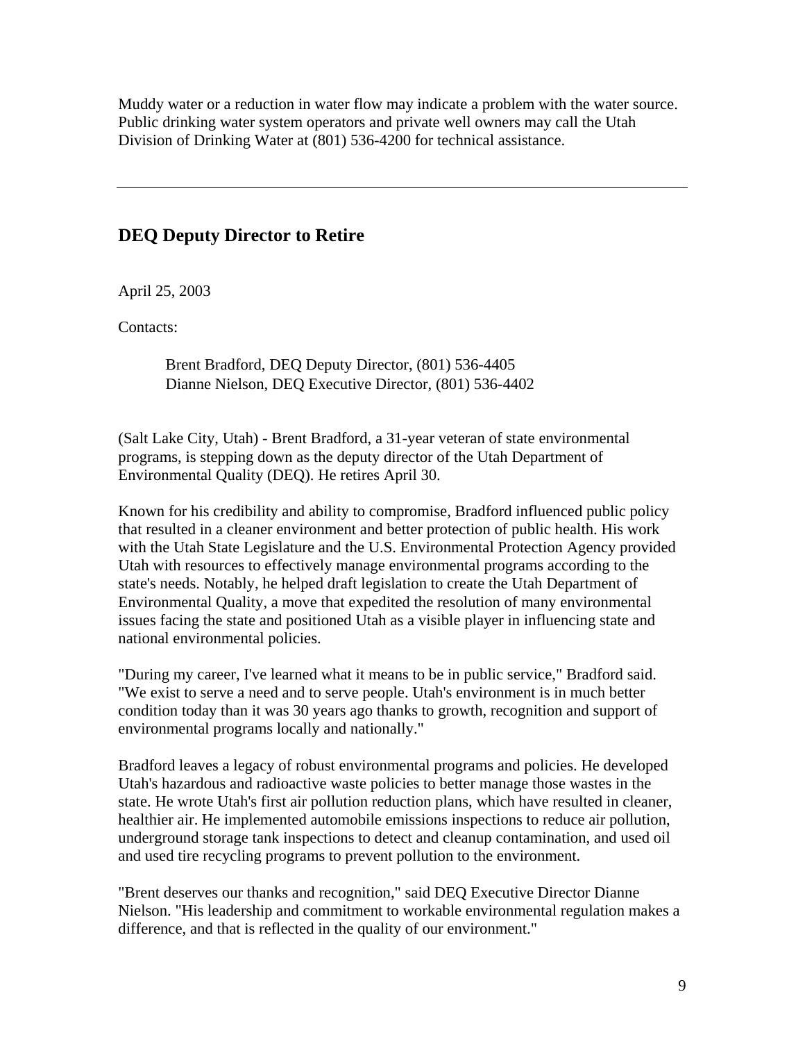Muddy water or a reduction in water flow may indicate a problem with the water source. Public drinking water system operators and private well owners may call the Utah Division of Drinking Water at (801) 536-4200 for technical assistance.

---

## DEQ Deputy Director to Retire

April 25, 2003

Contacts:

> Brent Bradford, DEQ Deputy Director, (801) 536-4405
> Dianne Nielson, DEQ Executive Director, (801) 536-4402

(Salt Lake City, Utah) - Brent Bradford, a 31-year veteran of state environmental programs, is stepping down as the deputy director of the Utah Department of Environmental Quality (DEQ). He retires April 30.

Known for his credibility and ability to compromise, Bradford influenced public policy that resulted in a cleaner environment and better protection of public health. His work with the Utah State Legislature and the U.S. Environmental Protection Agency provided Utah with resources to effectively manage environmental programs according to the state's needs. Notably, he helped draft legislation to create the Utah Department of Environmental Quality, a move that expedited the resolution of many environmental issues facing the state and positioned Utah as a visible player in influencing state and national environmental policies.

"During my career, I've learned what it means to be in public service," Bradford said. "We exist to serve a need and to serve people. Utah's environment is in much better condition today than it was 30 years ago thanks to growth, recognition and support of environmental programs locally and nationally."

Bradford leaves a legacy of robust environmental programs and policies. He developed Utah's hazardous and radioactive waste policies to better manage those wastes in the state. He wrote Utah's first air pollution reduction plans, which have resulted in cleaner, healthier air. He implemented automobile emissions inspections to reduce air pollution, underground storage tank inspections to detect and cleanup contamination, and used oil and used tire recycling programs to prevent pollution to the environment.

"Brent deserves our thanks and recognition," said DEQ Executive Director Dianne Nielson. "His leadership and commitment to workable environmental regulation makes a difference, and that is reflected in the quality of our environment."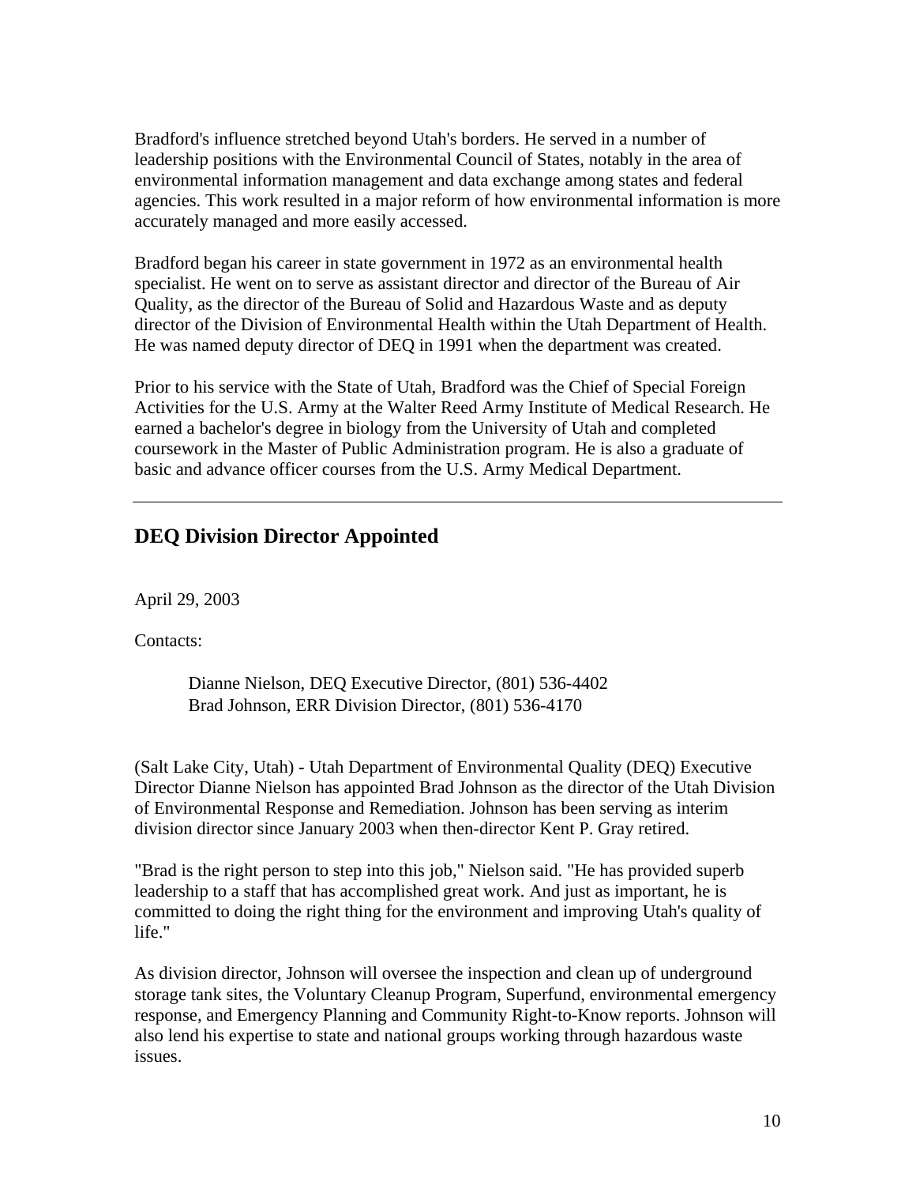Bradford's influence stretched beyond Utah's borders. He served in a number of leadership positions with the Environmental Council of States, notably in the area of environmental information management and data exchange among states and federal agencies. This work resulted in a major reform of how environmental information is more accurately managed and more easily accessed.

Bradford began his career in state government in 1972 as an environmental health specialist. He went on to serve as assistant director and director of the Bureau of Air Quality, as the director of the Bureau of Solid and Hazardous Waste and as deputy director of the Division of Environmental Health within the Utah Department of Health. He was named deputy director of DEQ in 1991 when the department was created.

Prior to his service with the State of Utah, Bradford was the Chief of Special Foreign Activities for the U.S. Army at the Walter Reed Army Institute of Medical Research. He earned a bachelor's degree in biology from the University of Utah and completed coursework in the Master of Public Administration program. He is also a graduate of basic and advance officer courses from the U.S. Army Medical Department.

---

## DEQ Division Director Appointed

April 29, 2003

Contacts:

> Dianne Nielson, DEQ Executive Director, (801) 536-4402
> Brad Johnson, ERR Division Director, (801) 536-4170

(Salt Lake City, Utah) - Utah Department of Environmental Quality (DEQ) Executive Director Dianne Nielson has appointed Brad Johnson as the director of the Utah Division of Environmental Response and Remediation. Johnson has been serving as interim division director since January 2003 when then-director Kent P. Gray retired.

"Brad is the right person to step into this job," Nielson said. "He has provided superb leadership to a staff that has accomplished great work. And just as important, he is committed to doing the right thing for the environment and improving Utah's quality of life."

As division director, Johnson will oversee the inspection and clean up of underground storage tank sites, the Voluntary Cleanup Program, Superfund, environmental emergency response, and Emergency Planning and Community Right-to-Know reports. Johnson will also lend his expertise to state and national groups working through hazardous waste issues.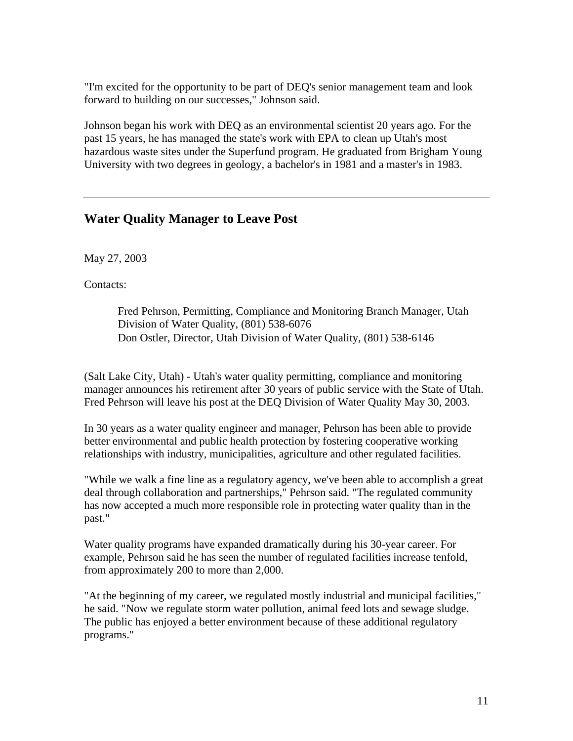"I'm excited for the opportunity to be part of DEQ's senior management team and look forward to building on our successes," Johnson said.

Johnson began his work with DEQ as an environmental scientist 20 years ago. For the past 15 years, he has managed the state's work with EPA to clean up Utah's most hazardous waste sites under the Superfund program. He graduated from Brigham Young University with two degrees in geology, a bachelor's in 1981 and a master's in 1983.

---

## Water Quality Manager to Leave Post

May 27, 2003

Contacts:

> Fred Pehrson, Permitting, Compliance and Monitoring Branch Manager, Utah Division of Water Quality, (801) 538-6076
> Don Ostler, Director, Utah Division of Water Quality, (801) 538-6146

(Salt Lake City, Utah) - Utah's water quality permitting, compliance and monitoring manager announces his retirement after 30 years of public service with the State of Utah. Fred Pehrson will leave his post at the DEQ Division of Water Quality May 30, 2003.

In 30 years as a water quality engineer and manager, Pehrson has been able to provide better environmental and public health protection by fostering cooperative working relationships with industry, municipalities, agriculture and other regulated facilities.

"While we walk a fine line as a regulatory agency, we've been able to accomplish a great deal through collaboration and partnerships," Pehrson said. "The regulated community has now accepted a much more responsible role in protecting water quality than in the past."

Water quality programs have expanded dramatically during his 30-year career. For example, Pehrson said he has seen the number of regulated facilities increase tenfold, from approximately 200 to more than 2,000.

"At the beginning of my career, we regulated mostly industrial and municipal facilities," he said. "Now we regulate storm water pollution, animal feed lots and sewage sludge. The public has enjoyed a better environment because of these additional regulatory programs."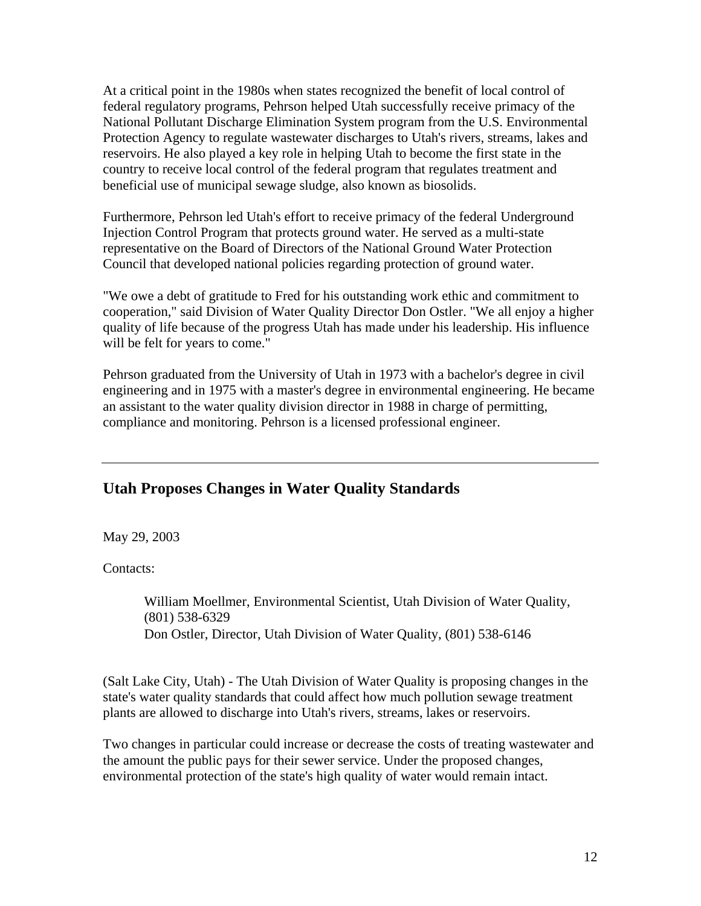At a critical point in the 1980s when states recognized the benefit of local control of federal regulatory programs, Pehrson helped Utah successfully receive primacy of the National Pollutant Discharge Elimination System program from the U.S. Environmental Protection Agency to regulate wastewater discharges to Utah's rivers, streams, lakes and reservoirs. He also played a key role in helping Utah to become the first state in the country to receive local control of the federal program that regulates treatment and beneficial use of municipal sewage sludge, also known as biosolids.

Furthermore, Pehrson led Utah's effort to receive primacy of the federal Underground Injection Control Program that protects ground water. He served as a multi-state representative on the Board of Directors of the National Ground Water Protection Council that developed national policies regarding protection of ground water.

"We owe a debt of gratitude to Fred for his outstanding work ethic and commitment to cooperation," said Division of Water Quality Director Don Ostler. "We all enjoy a higher quality of life because of the progress Utah has made under his leadership. His influence will be felt for years to come."

Pehrson graduated from the University of Utah in 1973 with a bachelor's degree in civil engineering and in 1975 with a master's degree in environmental engineering. He became an assistant to the water quality division director in 1988 in charge of permitting, compliance and monitoring. Pehrson is a licensed professional engineer.

---

## Utah Proposes Changes in Water Quality Standards

May 29, 2003

Contacts:

> William Moellmer, Environmental Scientist, Utah Division of Water Quality, (801) 538-6329
> Don Ostler, Director, Utah Division of Water Quality, (801) 538-6146

(Salt Lake City, Utah) - The Utah Division of Water Quality is proposing changes in the state's water quality standards that could affect how much pollution sewage treatment plants are allowed to discharge into Utah's rivers, streams, lakes or reservoirs.

Two changes in particular could increase or decrease the costs of treating wastewater and the amount the public pays for their sewer service. Under the proposed changes, environmental protection of the state's high quality of water would remain intact.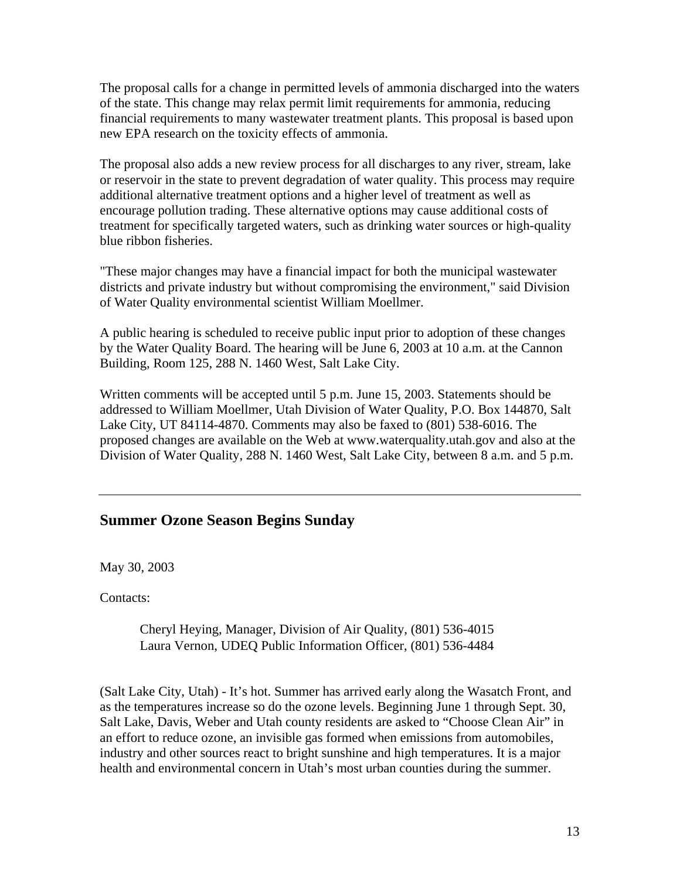The proposal calls for a change in permitted levels of ammonia discharged into the waters of the state. This change may relax permit limit requirements for ammonia, reducing financial requirements to many wastewater treatment plants. This proposal is based upon new EPA research on the toxicity effects of ammonia.

The proposal also adds a new review process for all discharges to any river, stream, lake or reservoir in the state to prevent degradation of water quality. This process may require additional alternative treatment options and a higher level of treatment as well as encourage pollution trading. These alternative options may cause additional costs of treatment for specifically targeted waters, such as drinking water sources or high-quality blue ribbon fisheries.

"These major changes may have a financial impact for both the municipal wastewater districts and private industry but without compromising the environment," said Division of Water Quality environmental scientist William Moellmer.

A public hearing is scheduled to receive public input prior to adoption of these changes by the Water Quality Board. The hearing will be June 6, 2003 at 10 a.m. at the Cannon Building, Room 125, 288 N. 1460 West, Salt Lake City.

Written comments will be accepted until 5 p.m. June 15, 2003. Statements should be addressed to William Moellmer, Utah Division of Water Quality, P.O. Box 144870, Salt Lake City, UT 84114-4870. Comments may also be faxed to (801) 538-6016. The proposed changes are available on the Web at www.waterquality.utah.gov and also at the Division of Water Quality, 288 N. 1460 West, Salt Lake City, between 8 a.m. and 5 p.m.

---

## Summer Ozone Season Begins Sunday

May 30, 2003

Contacts:

> Cheryl Heying, Manager, Division of Air Quality, (801) 536-4015
> Laura Vernon, UDEQ Public Information Officer, (801) 536-4484

(Salt Lake City, Utah) - It's hot. Summer has arrived early along the Wasatch Front, and as the temperatures increase so do the ozone levels. Beginning June 1 through Sept. 30, Salt Lake, Davis, Weber and Utah county residents are asked to "Choose Clean Air" in an effort to reduce ozone, an invisible gas formed when emissions from automobiles, industry and other sources react to bright sunshine and high temperatures. It is a major health and environmental concern in Utah's most urban counties during the summer.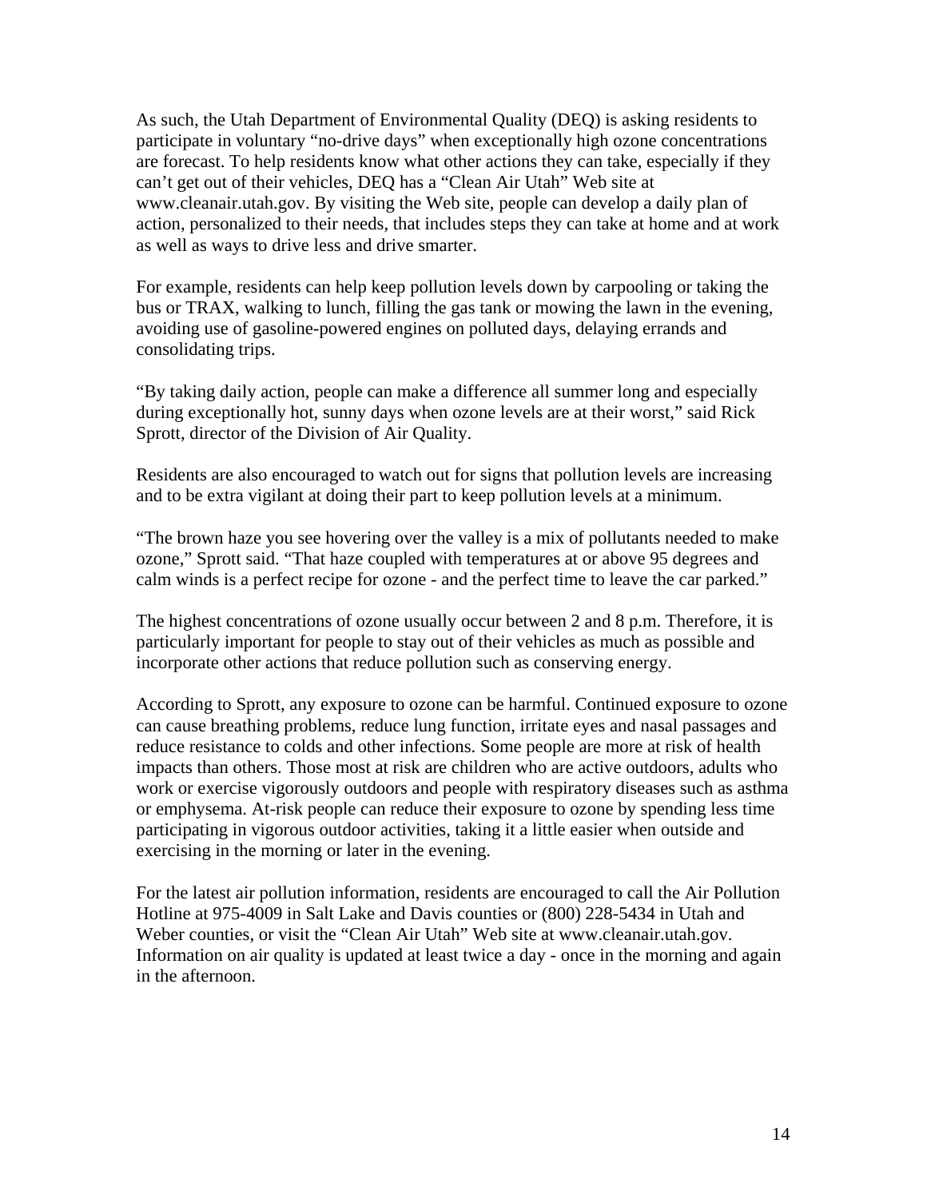As such, the Utah Department of Environmental Quality (DEQ) is asking residents to participate in voluntary "no-drive days" when exceptionally high ozone concentrations are forecast. To help residents know what other actions they can take, especially if they can't get out of their vehicles, DEQ has a "Clean Air Utah" Web site at www.cleanair.utah.gov. By visiting the Web site, people can develop a daily plan of action, personalized to their needs, that includes steps they can take at home and at work as well as ways to drive less and drive smarter.

For example, residents can help keep pollution levels down by carpooling or taking the bus or TRAX, walking to lunch, filling the gas tank or mowing the lawn in the evening, avoiding use of gasoline-powered engines on polluted days, delaying errands and consolidating trips.

"By taking daily action, people can make a difference all summer long and especially during exceptionally hot, sunny days when ozone levels are at their worst," said Rick Sprott, director of the Division of Air Quality.

Residents are also encouraged to watch out for signs that pollution levels are increasing and to be extra vigilant at doing their part to keep pollution levels at a minimum.

"The brown haze you see hovering over the valley is a mix of pollutants needed to make ozone," Sprott said. "That haze coupled with temperatures at or above 95 degrees and calm winds is a perfect recipe for ozone - and the perfect time to leave the car parked."

The highest concentrations of ozone usually occur between 2 and 8 p.m. Therefore, it is particularly important for people to stay out of their vehicles as much as possible and incorporate other actions that reduce pollution such as conserving energy.

According to Sprott, any exposure to ozone can be harmful. Continued exposure to ozone can cause breathing problems, reduce lung function, irritate eyes and nasal passages and reduce resistance to colds and other infections. Some people are more at risk of health impacts than others. Those most at risk are children who are active outdoors, adults who work or exercise vigorously outdoors and people with respiratory diseases such as asthma or emphysema. At-risk people can reduce their exposure to ozone by spending less time participating in vigorous outdoor activities, taking it a little easier when outside and exercising in the morning or later in the evening.

For the latest air pollution information, residents are encouraged to call the Air Pollution Hotline at 975-4009 in Salt Lake and Davis counties or (800) 228-5434 in Utah and Weber counties, or visit the "Clean Air Utah" Web site at www.cleanair.utah.gov. Information on air quality is updated at least twice a day - once in the morning and again in the afternoon.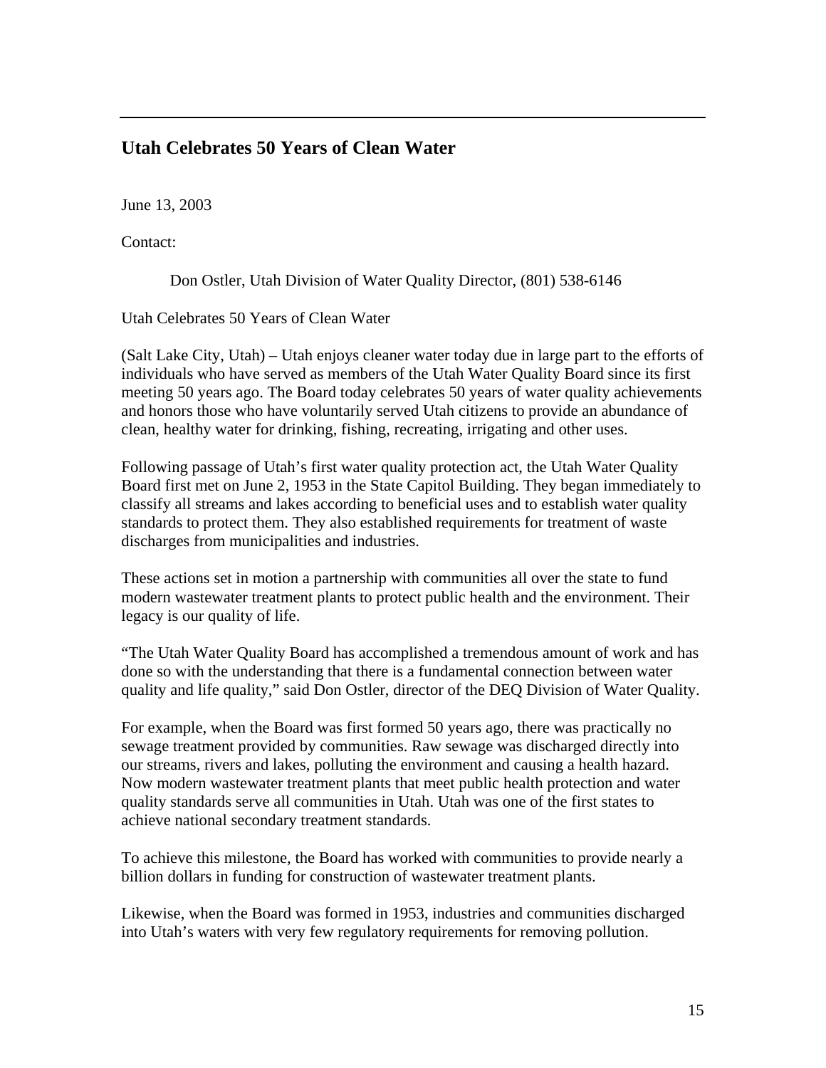## Utah Celebrates 50 Years of Clean Water

June 13, 2003

Contact:

Don Ostler, Utah Division of Water Quality Director, (801) 538-6146

Utah Celebrates 50 Years of Clean Water

(Salt Lake City, Utah) – Utah enjoys cleaner water today due in large part to the efforts of individuals who have served as members of the Utah Water Quality Board since its first meeting 50 years ago. The Board today celebrates 50 years of water quality achievements and honors those who have voluntarily served Utah citizens to provide an abundance of clean, healthy water for drinking, fishing, recreating, irrigating and other uses.

Following passage of Utah's first water quality protection act, the Utah Water Quality Board first met on June 2, 1953 in the State Capitol Building. They began immediately to classify all streams and lakes according to beneficial uses and to establish water quality standards to protect them. They also established requirements for treatment of waste discharges from municipalities and industries.

These actions set in motion a partnership with communities all over the state to fund modern wastewater treatment plants to protect public health and the environment. Their legacy is our quality of life.

"The Utah Water Quality Board has accomplished a tremendous amount of work and has done so with the understanding that there is a fundamental connection between water quality and life quality," said Don Ostler, director of the DEQ Division of Water Quality.

For example, when the Board was first formed 50 years ago, there was practically no sewage treatment provided by communities. Raw sewage was discharged directly into our streams, rivers and lakes, polluting the environment and causing a health hazard. Now modern wastewater treatment plants that meet public health protection and water quality standards serve all communities in Utah. Utah was one of the first states to achieve national secondary treatment standards.

To achieve this milestone, the Board has worked with communities to provide nearly a billion dollars in funding for construction of wastewater treatment plants.

Likewise, when the Board was formed in 1953, industries and communities discharged into Utah's waters with very few regulatory requirements for removing pollution.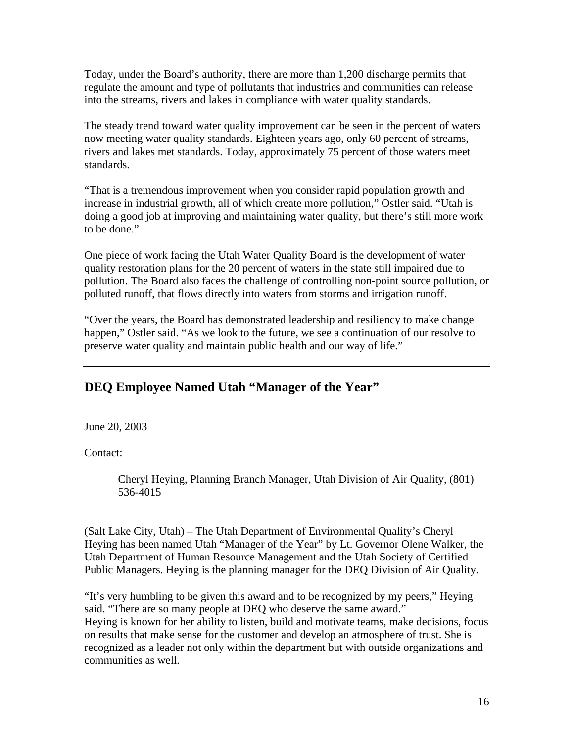Today, under the Board's authority, there are more than 1,200 discharge permits that regulate the amount and type of pollutants that industries and communities can release into the streams, rivers and lakes in compliance with water quality standards.

The steady trend toward water quality improvement can be seen in the percent of waters now meeting water quality standards. Eighteen years ago, only 60 percent of streams, rivers and lakes met standards. Today, approximately 75 percent of those waters meet standards.

"That is a tremendous improvement when you consider rapid population growth and increase in industrial growth, all of which create more pollution," Ostler said. "Utah is doing a good job at improving and maintaining water quality, but there's still more work to be done."

One piece of work facing the Utah Water Quality Board is the development of water quality restoration plans for the 20 percent of waters in the state still impaired due to pollution. The Board also faces the challenge of controlling non-point source pollution, or polluted runoff, that flows directly into waters from storms and irrigation runoff.

"Over the years, the Board has demonstrated leadership and resiliency to make change happen," Ostler said. "As we look to the future, we see a continuation of our resolve to preserve water quality and maintain public health and our way of life."

---

## DEQ Employee Named Utah "Manager of the Year"

June 20, 2003

Contact:

> Cheryl Heying, Planning Branch Manager, Utah Division of Air Quality, (801) 536-4015

(Salt Lake City, Utah) – The Utah Department of Environmental Quality's Cheryl Heying has been named Utah "Manager of the Year" by Lt. Governor Olene Walker, the Utah Department of Human Resource Management and the Utah Society of Certified Public Managers. Heying is the planning manager for the DEQ Division of Air Quality.

"It's very humbling to be given this award and to be recognized by my peers," Heying said. "There are so many people at DEQ who deserve the same award."
Heying is known for her ability to listen, build and motivate teams, make decisions, focus on results that make sense for the customer and develop an atmosphere of trust. She is recognized as a leader not only within the department but with outside organizations and communities as well.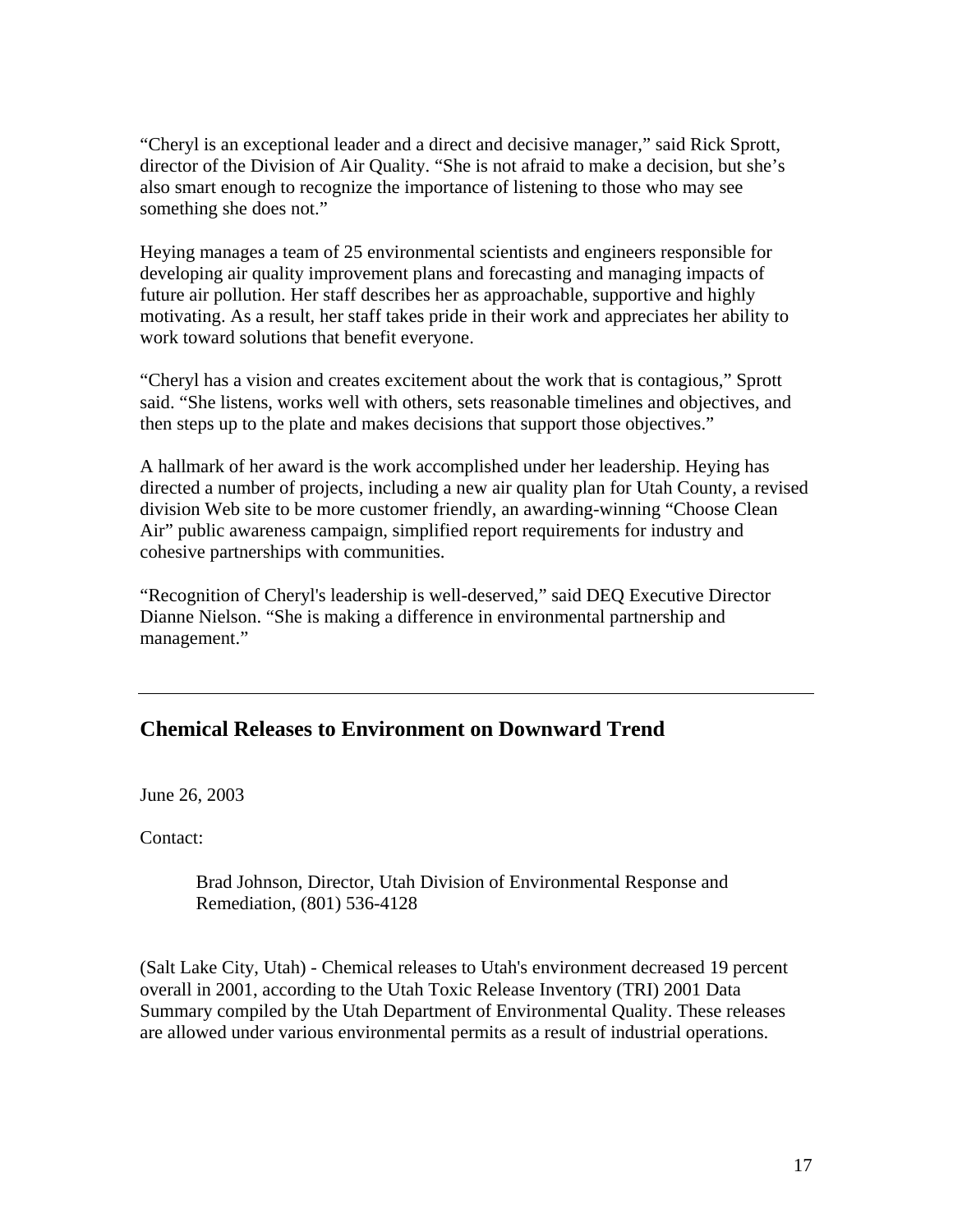“Cheryl is an exceptional leader and a direct and decisive manager,” said Rick Sprott, director of the Division of Air Quality. “She is not afraid to make a decision, but she’s also smart enough to recognize the importance of listening to those who may see something she does not.”

Heying manages a team of 25 environmental scientists and engineers responsible for developing air quality improvement plans and forecasting and managing impacts of future air pollution. Her staff describes her as approachable, supportive and highly motivating. As a result, her staff takes pride in their work and appreciates her ability to work toward solutions that benefit everyone.

“Cheryl has a vision and creates excitement about the work that is contagious,” Sprott said. “She listens, works well with others, sets reasonable timelines and objectives, and then steps up to the plate and makes decisions that support those objectives.”

A hallmark of her award is the work accomplished under her leadership. Heying has directed a number of projects, including a new air quality plan for Utah County, a revised division Web site to be more customer friendly, an awarding-winning “Choose Clean Air” public awareness campaign, simplified report requirements for industry and cohesive partnerships with communities.

“Recognition of Cheryl's leadership is well-deserved,” said DEQ Executive Director Dianne Nielson. “She is making a difference in environmental partnership and management.”

---

## Chemical Releases to Environment on Downward Trend

June 26, 2003

Contact:

> Brad Johnson, Director, Utah Division of Environmental Response and Remediation, (801) 536-4128

(Salt Lake City, Utah) - Chemical releases to Utah's environment decreased 19 percent overall in 2001, according to the Utah Toxic Release Inventory (TRI) 2001 Data Summary compiled by the Utah Department of Environmental Quality. These releases are allowed under various environmental permits as a result of industrial operations.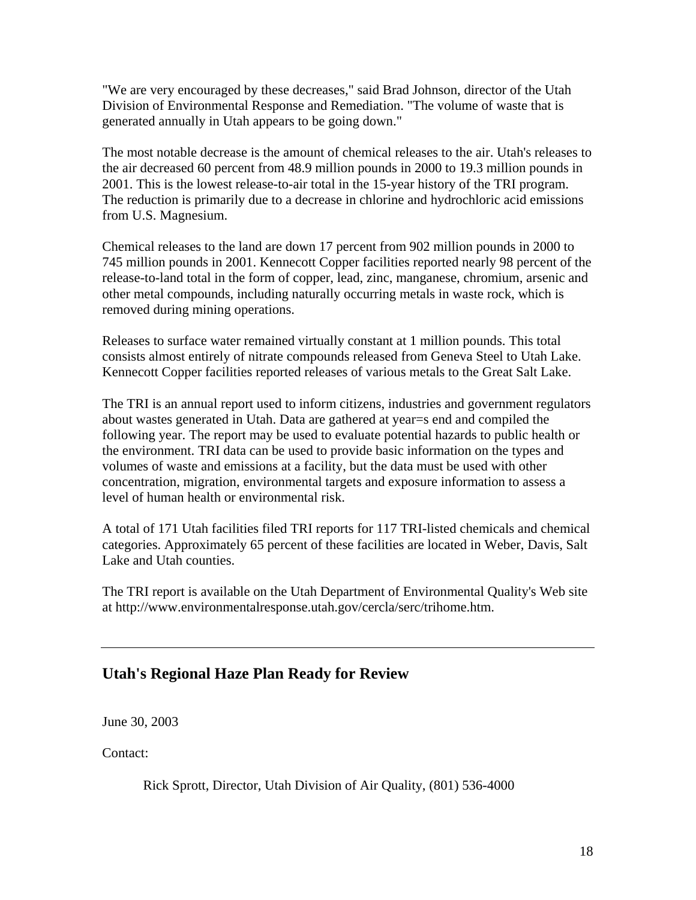"We are very encouraged by these decreases," said Brad Johnson, director of the Utah Division of Environmental Response and Remediation. "The volume of waste that is generated annually in Utah appears to be going down."

The most notable decrease is the amount of chemical releases to the air. Utah's releases to the air decreased 60 percent from 48.9 million pounds in 2000 to 19.3 million pounds in 2001. This is the lowest release-to-air total in the 15-year history of the TRI program. The reduction is primarily due to a decrease in chlorine and hydrochloric acid emissions from U.S. Magnesium.

Chemical releases to the land are down 17 percent from 902 million pounds in 2000 to 745 million pounds in 2001. Kennecott Copper facilities reported nearly 98 percent of the release-to-land total in the form of copper, lead, zinc, manganese, chromium, arsenic and other metal compounds, including naturally occurring metals in waste rock, which is removed during mining operations.

Releases to surface water remained virtually constant at 1 million pounds. This total consists almost entirely of nitrate compounds released from Geneva Steel to Utah Lake. Kennecott Copper facilities reported releases of various metals to the Great Salt Lake.

The TRI is an annual report used to inform citizens, industries and government regulators about wastes generated in Utah. Data are gathered at year=s end and compiled the following year. The report may be used to evaluate potential hazards to public health or the environment. TRI data can be used to provide basic information on the types and volumes of waste and emissions at a facility, but the data must be used with other concentration, migration, environmental targets and exposure information to assess a level of human health or environmental risk.

A total of 171 Utah facilities filed TRI reports for 117 TRI-listed chemicals and chemical categories. Approximately 65 percent of these facilities are located in Weber, Davis, Salt Lake and Utah counties.

The TRI report is available on the Utah Department of Environmental Quality's Web site at http://www.environmentalresponse.utah.gov/cercla/serc/trihome.htm.

---

## Utah's Regional Haze Plan Ready for Review

June 30, 2003

Contact:

Rick Sprott, Director, Utah Division of Air Quality, (801) 536-4000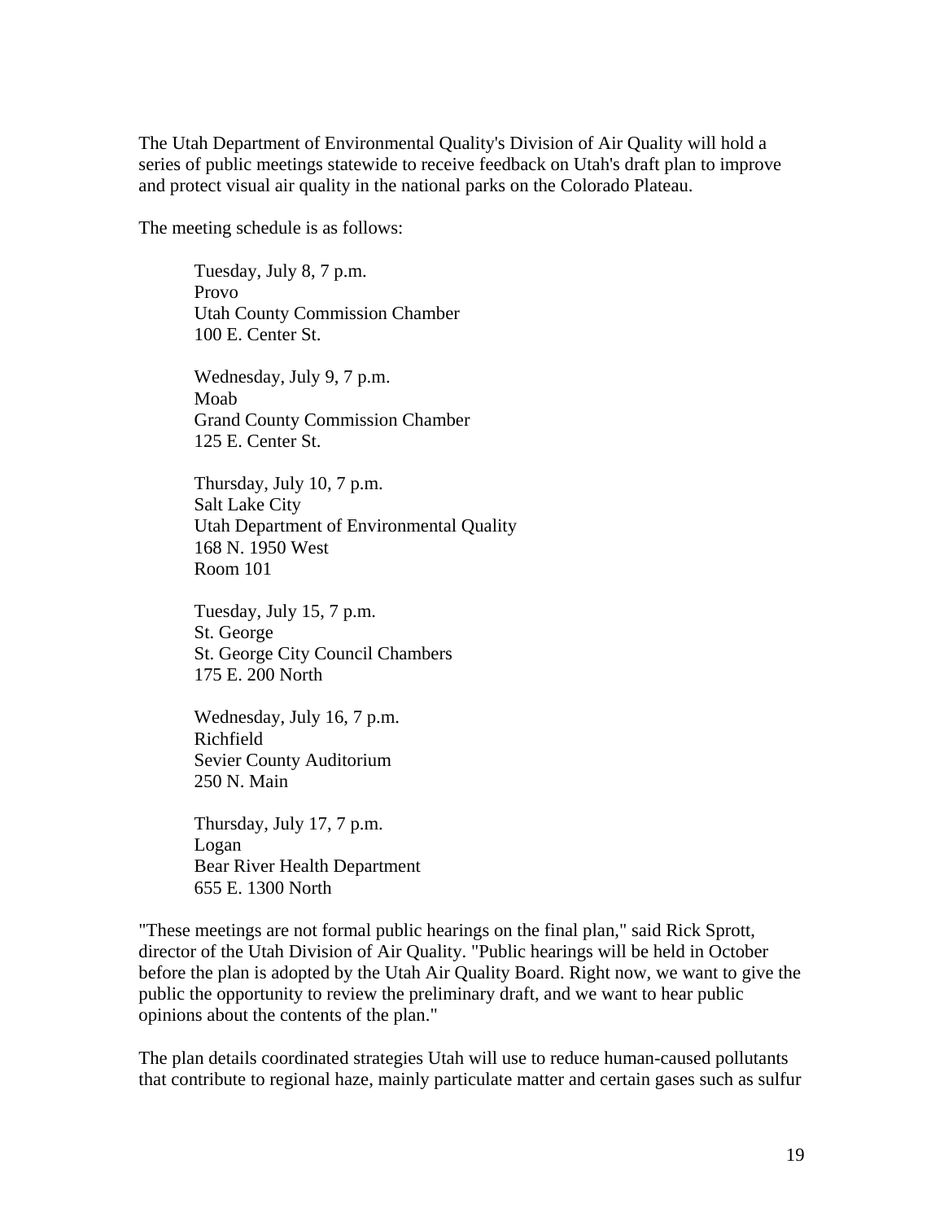The Utah Department of Environmental Quality's Division of Air Quality will hold a series of public meetings statewide to receive feedback on Utah's draft plan to improve and protect visual air quality in the national parks on the Colorado Plateau.

The meeting schedule is as follows:

> Tuesday, July 8, 7 p.m.
> Provo
> Utah County Commission Chamber
> 100 E. Center St.
>
> Wednesday, July 9, 7 p.m.
> Moab
> Grand County Commission Chamber
> 125 E. Center St.
>
> Thursday, July 10, 7 p.m.
> Salt Lake City
> Utah Department of Environmental Quality
> 168 N. 1950 West
> Room 101
>
> Tuesday, July 15, 7 p.m.
> St. George
> St. George City Council Chambers
> 175 E. 200 North
>
> Wednesday, July 16, 7 p.m.
> Richfield
> Sevier County Auditorium
> 250 N. Main
>
> Thursday, July 17, 7 p.m.
> Logan
> Bear River Health Department
> 655 E. 1300 North

"These meetings are not formal public hearings on the final plan," said Rick Sprott, director of the Utah Division of Air Quality. "Public hearings will be held in October before the plan is adopted by the Utah Air Quality Board. Right now, we want to give the public the opportunity to review the preliminary draft, and we want to hear public opinions about the contents of the plan."

The plan details coordinated strategies Utah will use to reduce human-caused pollutants that contribute to regional haze, mainly particulate matter and certain gases such as sulfur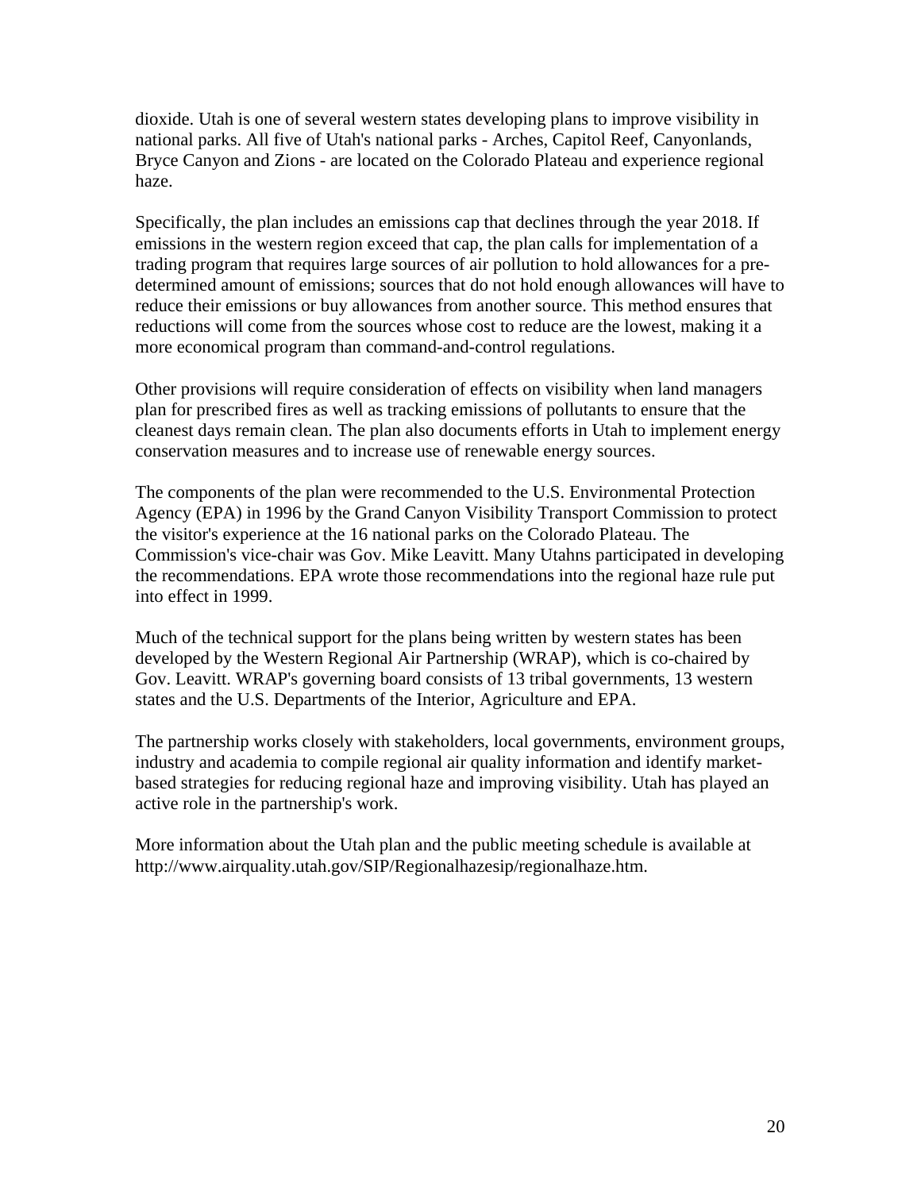dioxide. Utah is one of several western states developing plans to improve visibility in national parks. All five of Utah's national parks - Arches, Capitol Reef, Canyonlands, Bryce Canyon and Zions - are located on the Colorado Plateau and experience regional haze.

Specifically, the plan includes an emissions cap that declines through the year 2018. If emissions in the western region exceed that cap, the plan calls for implementation of a trading program that requires large sources of air pollution to hold allowances for a pre-determined amount of emissions; sources that do not hold enough allowances will have to reduce their emissions or buy allowances from another source. This method ensures that reductions will come from the sources whose cost to reduce are the lowest, making it a more economical program than command-and-control regulations.

Other provisions will require consideration of effects on visibility when land managers plan for prescribed fires as well as tracking emissions of pollutants to ensure that the cleanest days remain clean. The plan also documents efforts in Utah to implement energy conservation measures and to increase use of renewable energy sources.

The components of the plan were recommended to the U.S. Environmental Protection Agency (EPA) in 1996 by the Grand Canyon Visibility Transport Commission to protect the visitor's experience at the 16 national parks on the Colorado Plateau. The Commission's vice-chair was Gov. Mike Leavitt. Many Utahns participated in developing the recommendations. EPA wrote those recommendations into the regional haze rule put into effect in 1999.

Much of the technical support for the plans being written by western states has been developed by the Western Regional Air Partnership (WRAP), which is co-chaired by Gov. Leavitt. WRAP's governing board consists of 13 tribal governments, 13 western states and the U.S. Departments of the Interior, Agriculture and EPA.

The partnership works closely with stakeholders, local governments, environment groups, industry and academia to compile regional air quality information and identify market-based strategies for reducing regional haze and improving visibility. Utah has played an active role in the partnership's work.

More information about the Utah plan and the public meeting schedule is available at http://www.airquality.utah.gov/SIP/Regionalhazesip/regionalhaze.htm.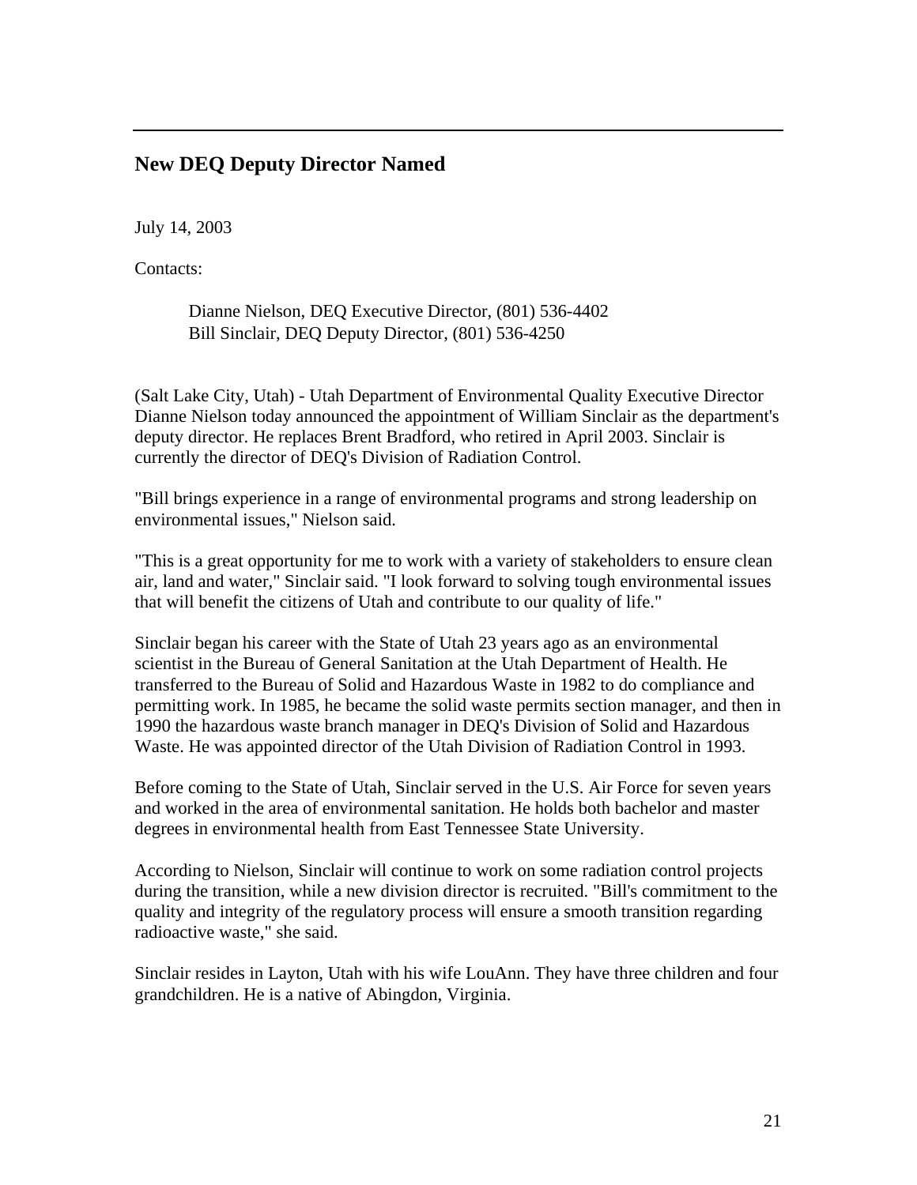## New DEQ Deputy Director Named

July 14, 2003

Contacts:

> Dianne Nielson, DEQ Executive Director, (801) 536-4402
> Bill Sinclair, DEQ Deputy Director, (801) 536-4250

(Salt Lake City, Utah) - Utah Department of Environmental Quality Executive Director Dianne Nielson today announced the appointment of William Sinclair as the department's deputy director. He replaces Brent Bradford, who retired in April 2003. Sinclair is currently the director of DEQ's Division of Radiation Control.

"Bill brings experience in a range of environmental programs and strong leadership on environmental issues," Nielson said.

"This is a great opportunity for me to work with a variety of stakeholders to ensure clean air, land and water," Sinclair said. "I look forward to solving tough environmental issues that will benefit the citizens of Utah and contribute to our quality of life."

Sinclair began his career with the State of Utah 23 years ago as an environmental scientist in the Bureau of General Sanitation at the Utah Department of Health. He transferred to the Bureau of Solid and Hazardous Waste in 1982 to do compliance and permitting work. In 1985, he became the solid waste permits section manager, and then in 1990 the hazardous waste branch manager in DEQ's Division of Solid and Hazardous Waste. He was appointed director of the Utah Division of Radiation Control in 1993.

Before coming to the State of Utah, Sinclair served in the U.S. Air Force for seven years and worked in the area of environmental sanitation. He holds both bachelor and master degrees in environmental health from East Tennessee State University.

According to Nielson, Sinclair will continue to work on some radiation control projects during the transition, while a new division director is recruited. "Bill's commitment to the quality and integrity of the regulatory process will ensure a smooth transition regarding radioactive waste," she said.

Sinclair resides in Layton, Utah with his wife LouAnn. They have three children and four grandchildren. He is a native of Abingdon, Virginia.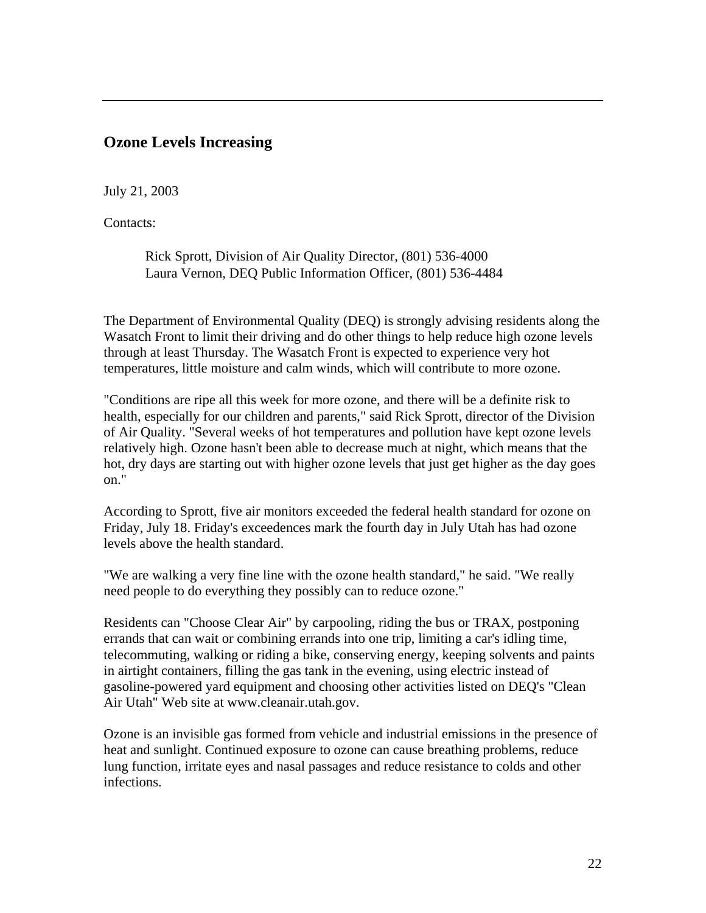## Ozone Levels Increasing

July 21, 2003

Contacts:

> Rick Sprott, Division of Air Quality Director, (801) 536-4000
> Laura Vernon, DEQ Public Information Officer, (801) 536-4484

The Department of Environmental Quality (DEQ) is strongly advising residents along the Wasatch Front to limit their driving and do other things to help reduce high ozone levels through at least Thursday. The Wasatch Front is expected to experience very hot temperatures, little moisture and calm winds, which will contribute to more ozone.

"Conditions are ripe all this week for more ozone, and there will be a definite risk to health, especially for our children and parents," said Rick Sprott, director of the Division of Air Quality. "Several weeks of hot temperatures and pollution have kept ozone levels relatively high. Ozone hasn't been able to decrease much at night, which means that the hot, dry days are starting out with higher ozone levels that just get higher as the day goes on."

According to Sprott, five air monitors exceeded the federal health standard for ozone on Friday, July 18. Friday's exceedences mark the fourth day in July Utah has had ozone levels above the health standard.

"We are walking a very fine line with the ozone health standard," he said. "We really need people to do everything they possibly can to reduce ozone."

Residents can "Choose Clear Air" by carpooling, riding the bus or TRAX, postponing errands that can wait or combining errands into one trip, limiting a car's idling time, telecommuting, walking or riding a bike, conserving energy, keeping solvents and paints in airtight containers, filling the gas tank in the evening, using electric instead of gasoline-powered yard equipment and choosing other activities listed on DEQ's "Clean Air Utah" Web site at www.cleanair.utah.gov.

Ozone is an invisible gas formed from vehicle and industrial emissions in the presence of heat and sunlight. Continued exposure to ozone can cause breathing problems, reduce lung function, irritate eyes and nasal passages and reduce resistance to colds and other infections.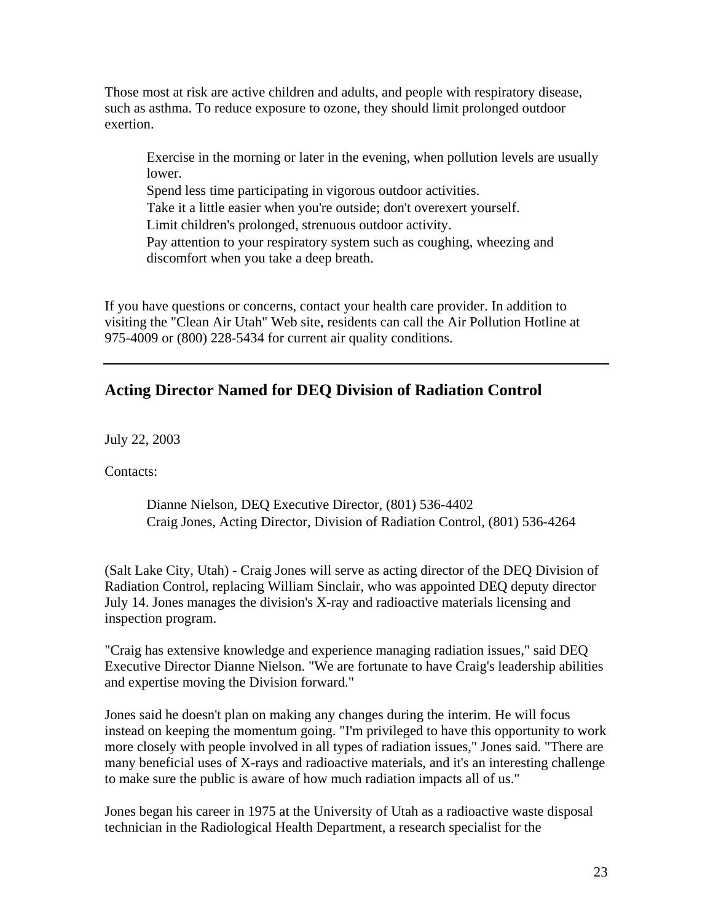Those most at risk are active children and adults, and people with respiratory disease, such as asthma. To reduce exposure to ozone, they should limit prolonged outdoor exertion.

> Exercise in the morning or later in the evening, when pollution levels are usually lower.
> Spend less time participating in vigorous outdoor activities.
> Take it a little easier when you're outside; don't overexert yourself.
> Limit children's prolonged, strenuous outdoor activity.
> Pay attention to your respiratory system such as coughing, wheezing and discomfort when you take a deep breath.

If you have questions or concerns, contact your health care provider. In addition to visiting the "Clean Air Utah" Web site, residents can call the Air Pollution Hotline at 975-4009 or (800) 228-5434 for current air quality conditions.

---

## Acting Director Named for DEQ Division of Radiation Control

July 22, 2003

Contacts:

> Dianne Nielson, DEQ Executive Director, (801) 536-4402
> Craig Jones, Acting Director, Division of Radiation Control, (801) 536-4264

(Salt Lake City, Utah) - Craig Jones will serve as acting director of the DEQ Division of Radiation Control, replacing William Sinclair, who was appointed DEQ deputy director July 14. Jones manages the division's X-ray and radioactive materials licensing and inspection program.

"Craig has extensive knowledge and experience managing radiation issues," said DEQ Executive Director Dianne Nielson. "We are fortunate to have Craig's leadership abilities and expertise moving the Division forward."

Jones said he doesn't plan on making any changes during the interim. He will focus instead on keeping the momentum going. "I'm privileged to have this opportunity to work more closely with people involved in all types of radiation issues," Jones said. "There are many beneficial uses of X-rays and radioactive materials, and it's an interesting challenge to make sure the public is aware of how much radiation impacts all of us."

Jones began his career in 1975 at the University of Utah as a radioactive waste disposal technician in the Radiological Health Department, a research specialist for the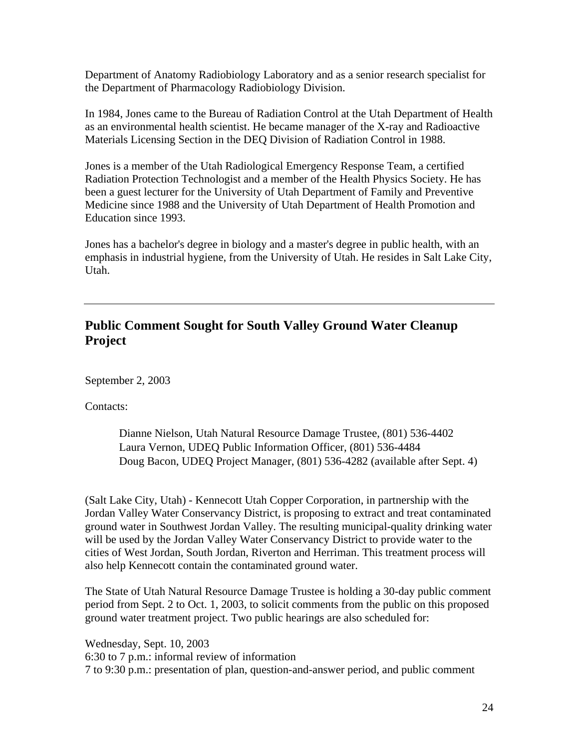Department of Anatomy Radiobiology Laboratory and as a senior research specialist for the Department of Pharmacology Radiobiology Division.

In 1984, Jones came to the Bureau of Radiation Control at the Utah Department of Health as an environmental health scientist. He became manager of the X-ray and Radioactive Materials Licensing Section in the DEQ Division of Radiation Control in 1988.

Jones is a member of the Utah Radiological Emergency Response Team, a certified Radiation Protection Technologist and a member of the Health Physics Society. He has been a guest lecturer for the University of Utah Department of Family and Preventive Medicine since 1988 and the University of Utah Department of Health Promotion and Education since 1993.

Jones has a bachelor's degree in biology and a master's degree in public health, with an emphasis in industrial hygiene, from the University of Utah. He resides in Salt Lake City, Utah.

---

## Public Comment Sought for South Valley Ground Water Cleanup Project

September 2, 2003

Contacts:

> Dianne Nielson, Utah Natural Resource Damage Trustee, (801) 536-4402
> Laura Vernon, UDEQ Public Information Officer, (801) 536-4484
> Doug Bacon, UDEQ Project Manager, (801) 536-4282 (available after Sept. 4)

(Salt Lake City, Utah) - Kennecott Utah Copper Corporation, in partnership with the Jordan Valley Water Conservancy District, is proposing to extract and treat contaminated ground water in Southwest Jordan Valley. The resulting municipal-quality drinking water will be used by the Jordan Valley Water Conservancy District to provide water to the cities of West Jordan, South Jordan, Riverton and Herriman. This treatment process will also help Kennecott contain the contaminated ground water.

The State of Utah Natural Resource Damage Trustee is holding a 30-day public comment period from Sept. 2 to Oct. 1, 2003, to solicit comments from the public on this proposed ground water treatment project. Two public hearings are also scheduled for:

Wednesday, Sept. 10, 2003
6:30 to 7 p.m.: informal review of information
7 to 9:30 p.m.: presentation of plan, question-and-answer period, and public comment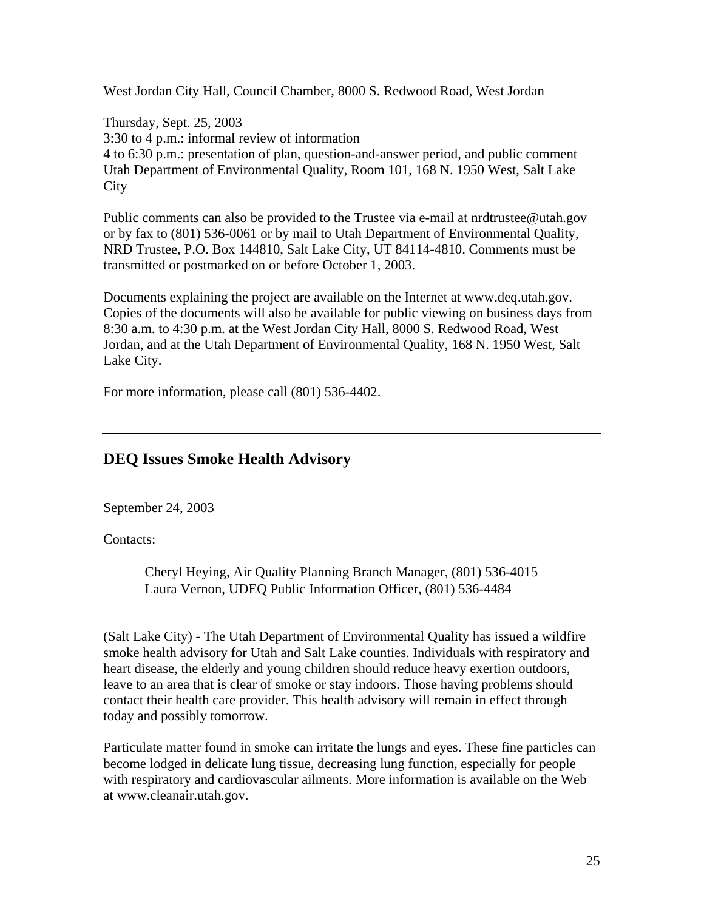West Jordan City Hall, Council Chamber, 8000 S. Redwood Road, West Jordan

Thursday, Sept. 25, 2003
3:30 to 4 p.m.: informal review of information
4 to 6:30 p.m.: presentation of plan, question-and-answer period, and public comment
Utah Department of Environmental Quality, Room 101, 168 N. 1950 West, Salt Lake City

Public comments can also be provided to the Trustee via e-mail at nrdtrustee@utah.gov or by fax to (801) 536-0061 or by mail to Utah Department of Environmental Quality, NRD Trustee, P.O. Box 144810, Salt Lake City, UT 84114-4810. Comments must be transmitted or postmarked on or before October 1, 2003.

Documents explaining the project are available on the Internet at www.deq.utah.gov. Copies of the documents will also be available for public viewing on business days from 8:30 a.m. to 4:30 p.m. at the West Jordan City Hall, 8000 S. Redwood Road, West Jordan, and at the Utah Department of Environmental Quality, 168 N. 1950 West, Salt Lake City.

For more information, please call (801) 536-4402.

---

## DEQ Issues Smoke Health Advisory

September 24, 2003

Contacts:

> Cheryl Heying, Air Quality Planning Branch Manager, (801) 536-4015
> Laura Vernon, UDEQ Public Information Officer, (801) 536-4484

(Salt Lake City) - The Utah Department of Environmental Quality has issued a wildfire smoke health advisory for Utah and Salt Lake counties. Individuals with respiratory and heart disease, the elderly and young children should reduce heavy exertion outdoors, leave to an area that is clear of smoke or stay indoors. Those having problems should contact their health care provider. This health advisory will remain in effect through today and possibly tomorrow.

Particulate matter found in smoke can irritate the lungs and eyes. These fine particles can become lodged in delicate lung tissue, decreasing lung function, especially for people with respiratory and cardiovascular ailments. More information is available on the Web at www.cleanair.utah.gov.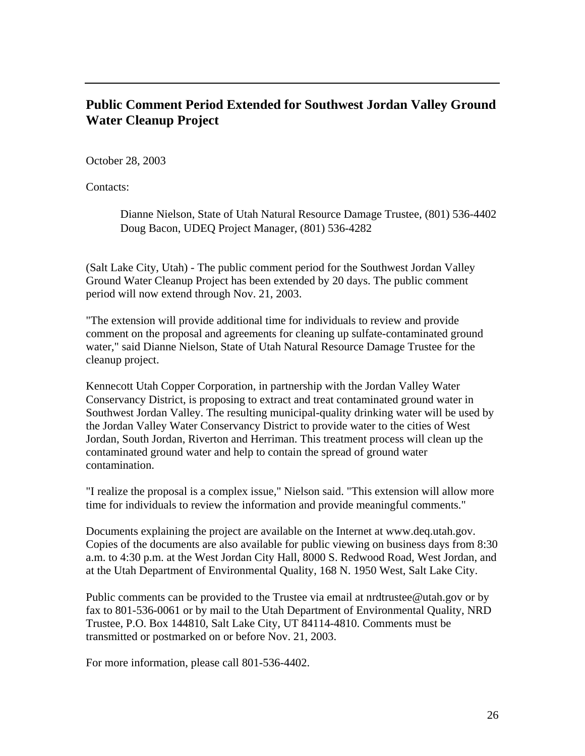---

## Public Comment Period Extended for Southwest Jordan Valley Ground Water Cleanup Project

October 28, 2003

Contacts:

> Dianne Nielson, State of Utah Natural Resource Damage Trustee, (801) 536-4402
> Doug Bacon, UDEQ Project Manager, (801) 536-4282

(Salt Lake City, Utah) - The public comment period for the Southwest Jordan Valley Ground Water Cleanup Project has been extended by 20 days. The public comment period will now extend through Nov. 21, 2003.

"The extension will provide additional time for individuals to review and provide comment on the proposal and agreements for cleaning up sulfate-contaminated ground water," said Dianne Nielson, State of Utah Natural Resource Damage Trustee for the cleanup project.

Kennecott Utah Copper Corporation, in partnership with the Jordan Valley Water Conservancy District, is proposing to extract and treat contaminated ground water in Southwest Jordan Valley. The resulting municipal-quality drinking water will be used by the Jordan Valley Water Conservancy District to provide water to the cities of West Jordan, South Jordan, Riverton and Herriman. This treatment process will clean up the contaminated ground water and help to contain the spread of ground water contamination.

"I realize the proposal is a complex issue," Nielson said. "This extension will allow more time for individuals to review the information and provide meaningful comments."

Documents explaining the project are available on the Internet at www.deq.utah.gov. Copies of the documents are also available for public viewing on business days from 8:30 a.m. to 4:30 p.m. at the West Jordan City Hall, 8000 S. Redwood Road, West Jordan, and at the Utah Department of Environmental Quality, 168 N. 1950 West, Salt Lake City.

Public comments can be provided to the Trustee via email at nrdtrustee@utah.gov or by fax to 801-536-0061 or by mail to the Utah Department of Environmental Quality, NRD Trustee, P.O. Box 144810, Salt Lake City, UT 84114-4810. Comments must be transmitted or postmarked on or before Nov. 21, 2003.

For more information, please call 801-536-4402.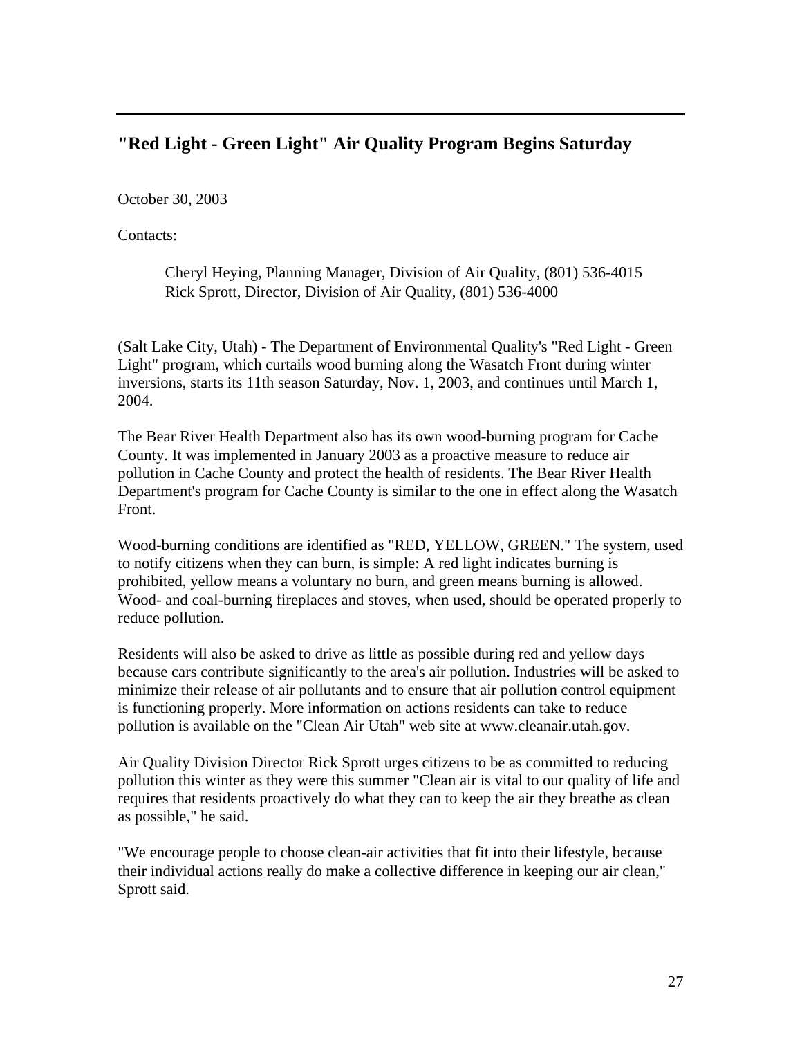## "Red Light - Green Light" Air Quality Program Begins Saturday

October 30, 2003

Contacts:

> Cheryl Heying, Planning Manager, Division of Air Quality, (801) 536-4015
> Rick Sprott, Director, Division of Air Quality, (801) 536-4000

(Salt Lake City, Utah) - The Department of Environmental Quality's "Red Light - Green Light" program, which curtails wood burning along the Wasatch Front during winter inversions, starts its 11th season Saturday, Nov. 1, 2003, and continues until March 1, 2004.

The Bear River Health Department also has its own wood-burning program for Cache County. It was implemented in January 2003 as a proactive measure to reduce air pollution in Cache County and protect the health of residents. The Bear River Health Department's program for Cache County is similar to the one in effect along the Wasatch Front.

Wood-burning conditions are identified as "RED, YELLOW, GREEN." The system, used to notify citizens when they can burn, is simple: A red light indicates burning is prohibited, yellow means a voluntary no burn, and green means burning is allowed. Wood- and coal-burning fireplaces and stoves, when used, should be operated properly to reduce pollution.

Residents will also be asked to drive as little as possible during red and yellow days because cars contribute significantly to the area's air pollution. Industries will be asked to minimize their release of air pollutants and to ensure that air pollution control equipment is functioning properly. More information on actions residents can take to reduce pollution is available on the "Clean Air Utah" web site at www.cleanair.utah.gov.

Air Quality Division Director Rick Sprott urges citizens to be as committed to reducing pollution this winter as they were this summer "Clean air is vital to our quality of life and requires that residents proactively do what they can to keep the air they breathe as clean as possible," he said.

"We encourage people to choose clean-air activities that fit into their lifestyle, because their individual actions really do make a collective difference in keeping our air clean," Sprott said.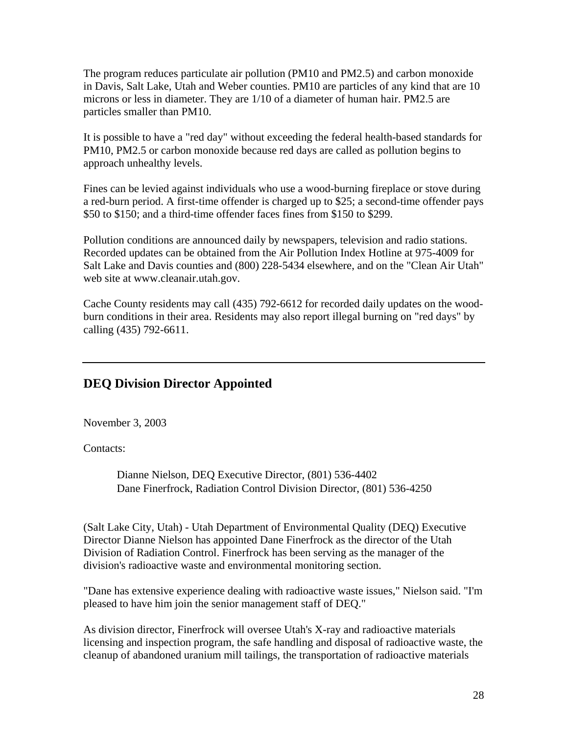The program reduces particulate air pollution (PM10 and PM2.5) and carbon monoxide in Davis, Salt Lake, Utah and Weber counties. PM10 are particles of any kind that are 10 microns or less in diameter. They are 1/10 of a diameter of human hair. PM2.5 are particles smaller than PM10.

It is possible to have a "red day" without exceeding the federal health-based standards for PM10, PM2.5 or carbon monoxide because red days are called as pollution begins to approach unhealthy levels.

Fines can be levied against individuals who use a wood-burning fireplace or stove during a red-burn period. A first-time offender is charged up to $25; a second-time offender pays $50 to $150; and a third-time offender faces fines from $150 to $299.

Pollution conditions are announced daily by newspapers, television and radio stations. Recorded updates can be obtained from the Air Pollution Index Hotline at 975-4009 for Salt Lake and Davis counties and (800) 228-5434 elsewhere, and on the "Clean Air Utah" web site at www.cleanair.utah.gov.

Cache County residents may call (435) 792-6612 for recorded daily updates on the wood-burn conditions in their area. Residents may also report illegal burning on "red days" by calling (435) 792-6611.

---

## DEQ Division Director Appointed

November 3, 2003

Contacts:

> Dianne Nielson, DEQ Executive Director, (801) 536-4402
> Dane Finerfrock, Radiation Control Division Director, (801) 536-4250

(Salt Lake City, Utah) - Utah Department of Environmental Quality (DEQ) Executive Director Dianne Nielson has appointed Dane Finerfrock as the director of the Utah Division of Radiation Control. Finerfrock has been serving as the manager of the division's radioactive waste and environmental monitoring section.

"Dane has extensive experience dealing with radioactive waste issues," Nielson said. "I'm pleased to have him join the senior management staff of DEQ."

As division director, Finerfrock will oversee Utah's X-ray and radioactive materials licensing and inspection program, the safe handling and disposal of radioactive waste, the cleanup of abandoned uranium mill tailings, the transportation of radioactive materials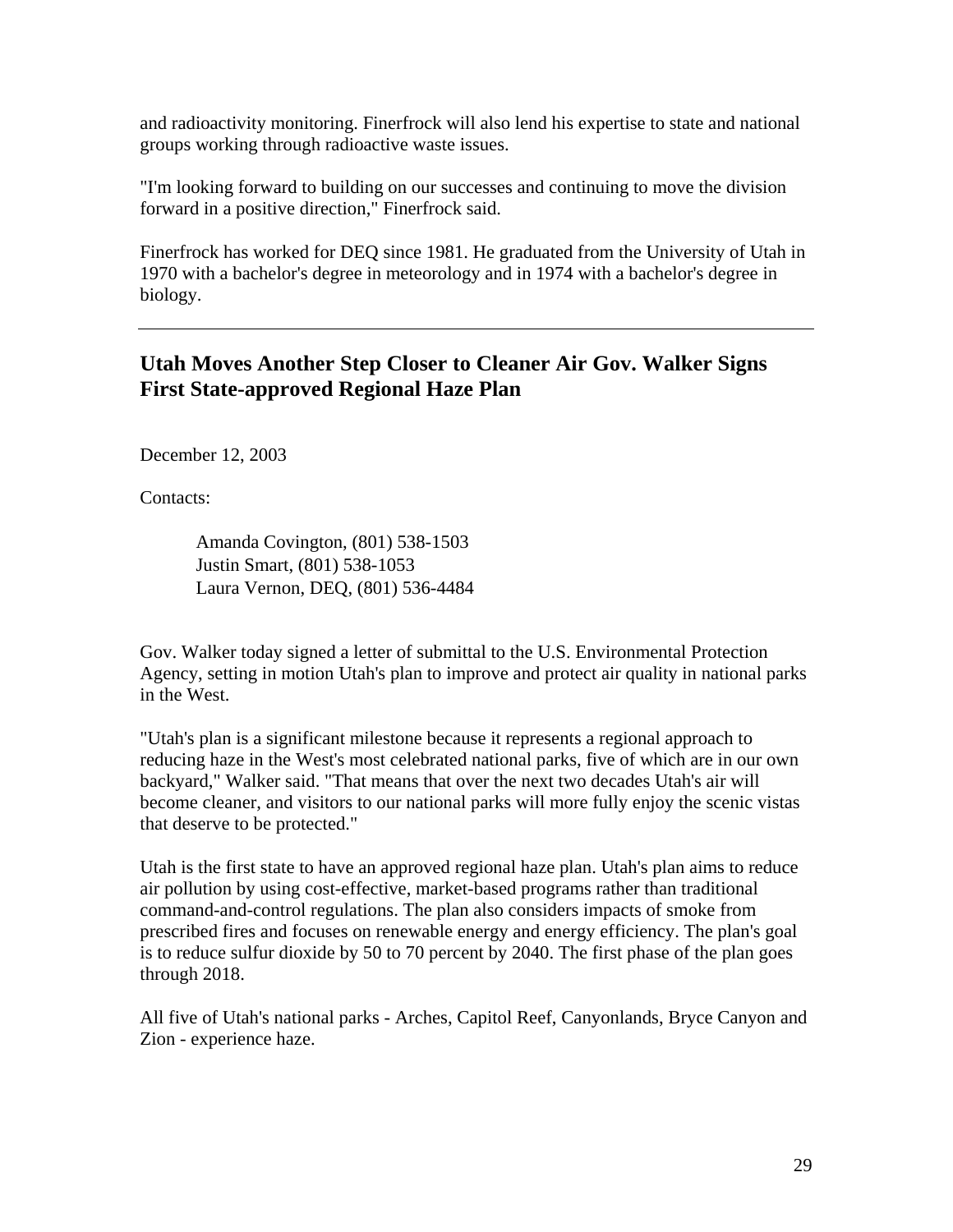and radioactivity monitoring. Finerfrock will also lend his expertise to state and national groups working through radioactive waste issues.

"I'm looking forward to building on our successes and continuing to move the division forward in a positive direction," Finerfrock said.

Finerfrock has worked for DEQ since 1981. He graduated from the University of Utah in 1970 with a bachelor's degree in meteorology and in 1974 with a bachelor's degree in biology.

---

## Utah Moves Another Step Closer to Cleaner Air Gov. Walker Signs First State-approved Regional Haze Plan

December 12, 2003

Contacts:

> Amanda Covington, (801) 538-1503
> Justin Smart, (801) 538-1053
> Laura Vernon, DEQ, (801) 536-4484

Gov. Walker today signed a letter of submittal to the U.S. Environmental Protection Agency, setting in motion Utah's plan to improve and protect air quality in national parks in the West.

"Utah's plan is a significant milestone because it represents a regional approach to reducing haze in the West's most celebrated national parks, five of which are in our own backyard," Walker said. "That means that over the next two decades Utah's air will become cleaner, and visitors to our national parks will more fully enjoy the scenic vistas that deserve to be protected."

Utah is the first state to have an approved regional haze plan. Utah's plan aims to reduce air pollution by using cost-effective, market-based programs rather than traditional command-and-control regulations. The plan also considers impacts of smoke from prescribed fires and focuses on renewable energy and energy efficiency. The plan's goal is to reduce sulfur dioxide by 50 to 70 percent by 2040. The first phase of the plan goes through 2018.

All five of Utah's national parks - Arches, Capitol Reef, Canyonlands, Bryce Canyon and Zion - experience haze.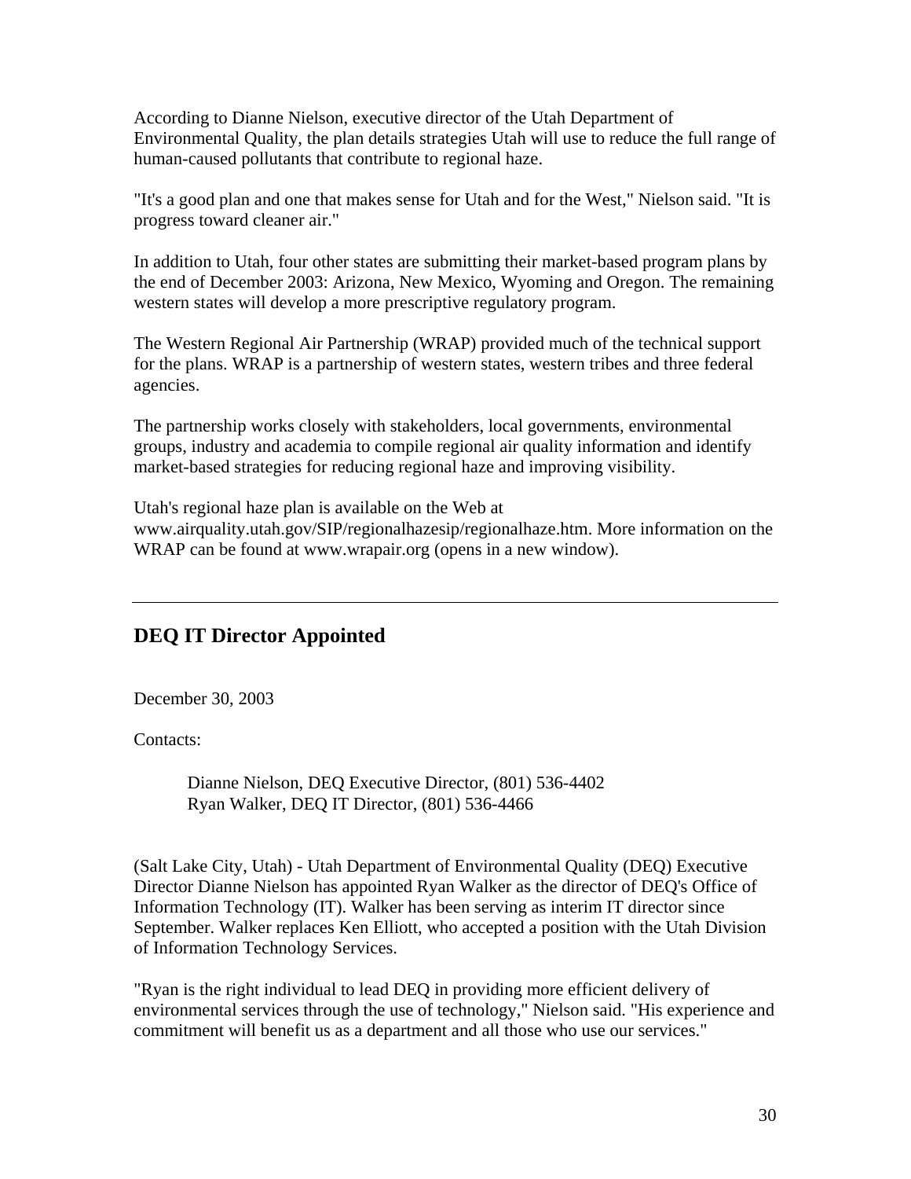According to Dianne Nielson, executive director of the Utah Department of Environmental Quality, the plan details strategies Utah will use to reduce the full range of human-caused pollutants that contribute to regional haze.

"It's a good plan and one that makes sense for Utah and for the West," Nielson said. "It is progress toward cleaner air."

In addition to Utah, four other states are submitting their market-based program plans by the end of December 2003: Arizona, New Mexico, Wyoming and Oregon. The remaining western states will develop a more prescriptive regulatory program.

The Western Regional Air Partnership (WRAP) provided much of the technical support for the plans. WRAP is a partnership of western states, western tribes and three federal agencies.

The partnership works closely with stakeholders, local governments, environmental groups, industry and academia to compile regional air quality information and identify market-based strategies for reducing regional haze and improving visibility.

Utah's regional haze plan is available on the Web at www.airquality.utah.gov/SIP/regionalhazesip/regionalhaze.htm. More information on the WRAP can be found at www.wrapair.org (opens in a new window).

---

## DEQ IT Director Appointed

December 30, 2003

Contacts:

> Dianne Nielson, DEQ Executive Director, (801) 536-4402
> Ryan Walker, DEQ IT Director, (801) 536-4466

(Salt Lake City, Utah) - Utah Department of Environmental Quality (DEQ) Executive Director Dianne Nielson has appointed Ryan Walker as the director of DEQ's Office of Information Technology (IT). Walker has been serving as interim IT director since September. Walker replaces Ken Elliott, who accepted a position with the Utah Division of Information Technology Services.

"Ryan is the right individual to lead DEQ in providing more efficient delivery of environmental services through the use of technology," Nielson said. "His experience and commitment will benefit us as a department and all those who use our services."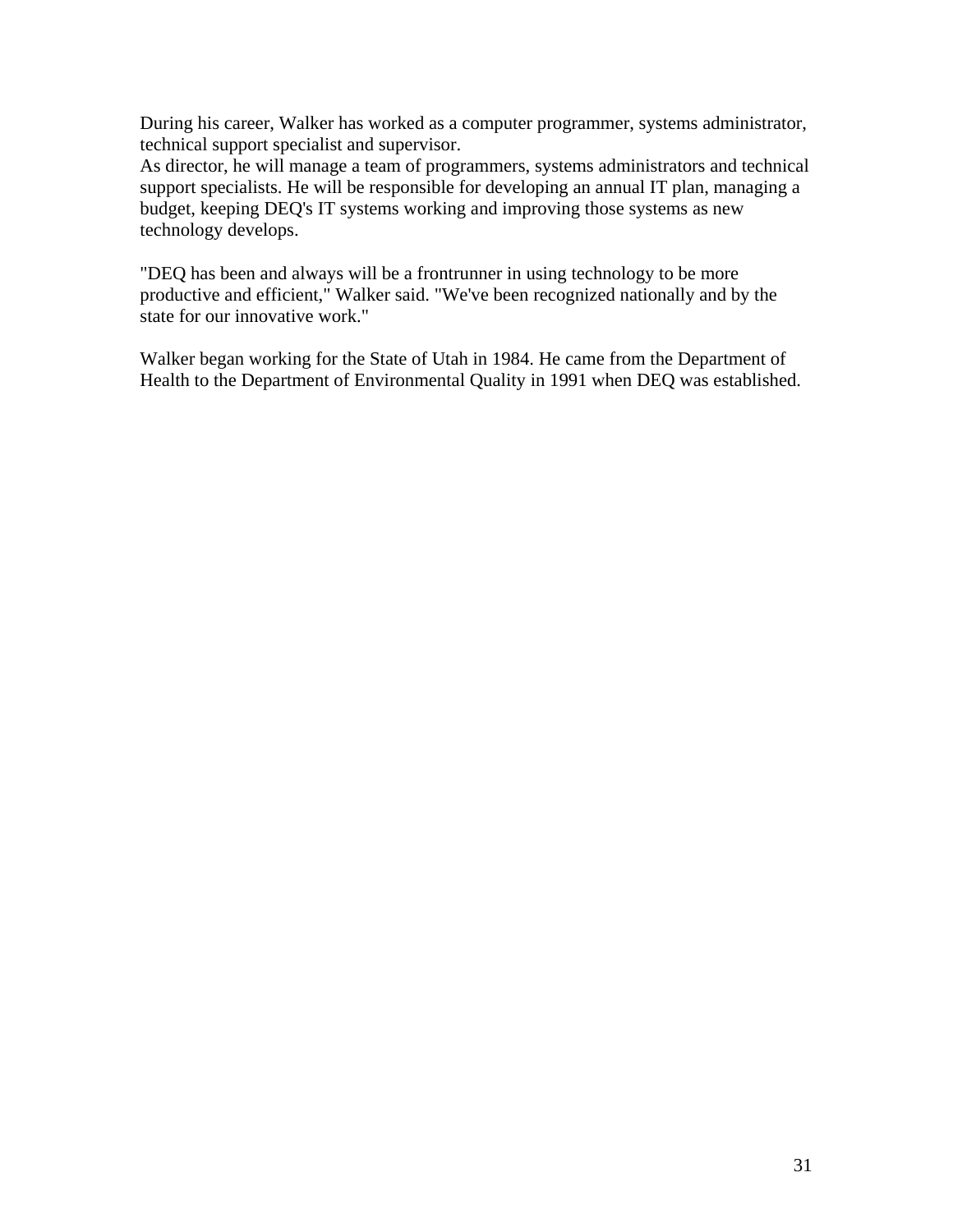During his career, Walker has worked as a computer programmer, systems administrator, technical support specialist and supervisor.
As director, he will manage a team of programmers, systems administrators and technical support specialists. He will be responsible for developing an annual IT plan, managing a budget, keeping DEQ's IT systems working and improving those systems as new technology develops.

"DEQ has been and always will be a frontrunner in using technology to be more productive and efficient," Walker said. "We've been recognized nationally and by the state for our innovative work."

Walker began working for the State of Utah in 1984. He came from the Department of Health to the Department of Environmental Quality in 1991 when DEQ was established.